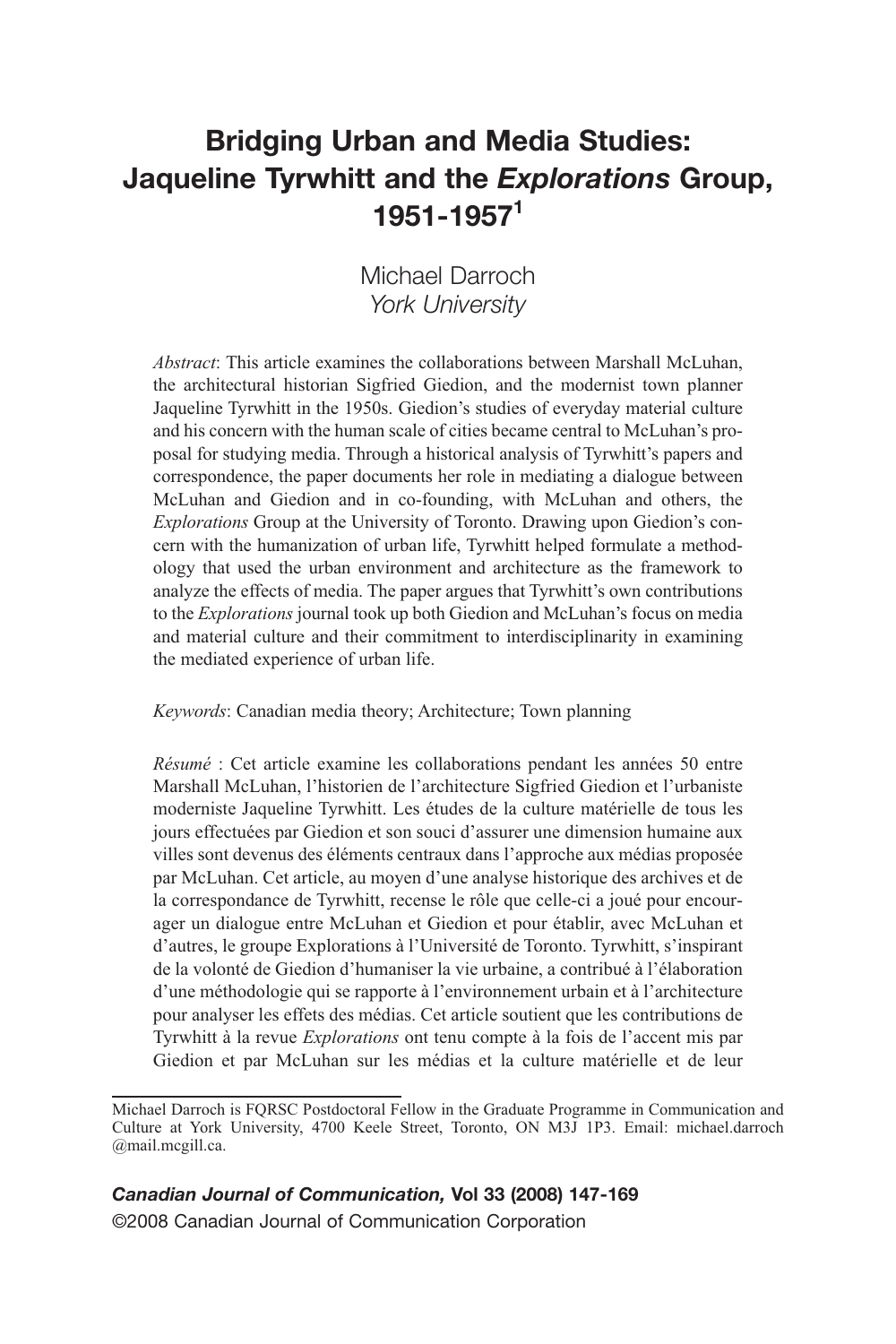# Bridging Urban and Media Studies: Jaqueline Tyrwhitt and the *Explorations* Group, 1951-1957[1]

Michael Darroch
*York University*

*Abstract*: This article examines the collaborations between Marshall McLuhan, the architectural historian Sigfried Giedion, and the modernist town planner Jaqueline Tyrwhitt in the 1950s. Giedion's studies of everyday material culture and his concern with the human scale of cities became central to McLuhan's proposal for studying media. Through a historical analysis of Tyrwhitt's papers and correspondence, the paper documents her role in mediating a dialogue between McLuhan and Giedion and in co-founding, with McLuhan and others, the *Explorations* Group at the University of Toronto. Drawing upon Giedion's concern with the humanization of urban life, Tyrwhitt helped formulate a methodology that used the urban environment and architecture as the framework to analyze the effects of media. The paper argues that Tyrwhitt's own contributions to the *Explorations* journal took up both Giedion and McLuhan's focus on media and material culture and their commitment to interdisciplinarity in examining the mediated experience of urban life.

*Keywords*: Canadian media theory; Architecture; Town planning

*Résumé* : Cet article examine les collaborations pendant les années 50 entre Marshall McLuhan, l'historien de l'architecture Sigfried Giedion et l'urbaniste moderniste Jaqueline Tyrwhitt. Les études de la culture matérielle de tous les jours effectuées par Giedion et son souci d'assurer une dimension humaine aux villes sont devenus des éléments centraux dans l'approche aux médias proposée par McLuhan. Cet article, au moyen d'une analyse historique des archives et de la correspondance de Tyrwhitt, recense le rôle que celle-ci a joué pour encourager un dialogue entre McLuhan et Giedion et pour établir, avec McLuhan et d'autres, le groupe Explorations à l'Université de Toronto. Tyrwhitt, s'inspirant de la volonté de Giedion d'humaniser la vie urbaine, a contribué à l'élaboration d'une méthodologie qui se rapporte à l'environnement urbain et à l'architecture pour analyser les effets des médias. Cet article soutient que les contributions de Tyrwhitt à la revue *Explorations* ont tenu compte à la fois de l'accent mis par Giedion et par McLuhan sur les médias et la culture matérielle et de leur

---

Michael Darroch is FQRSC Postdoctoral Fellow in the Graduate Programme in Communication and Culture at York University, 4700 Keele Street, Toronto, ON M3J 1P3. Email: michael.darroch@mail.mcgill.ca.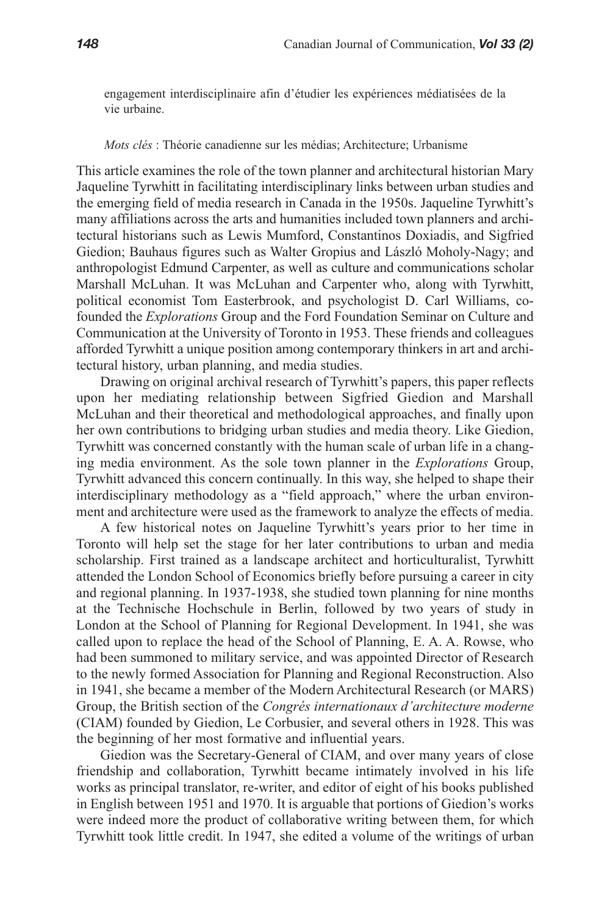engagement interdisciplinaire afin d'étudier les expériences médiatisées de la vie urbaine.

*Mots clés* : Théorie canadienne sur les médias; Architecture; Urbanisme

This article examines the role of the town planner and architectural historian Mary Jaqueline Tyrwhitt in facilitating interdisciplinary links between urban studies and the emerging field of media research in Canada in the 1950s. Jaqueline Tyrwhitt's many affiliations across the arts and humanities included town planners and architectural historians such as Lewis Mumford, Constantinos Doxiadis, and Sigfried Giedion; Bauhaus figures such as Walter Gropius and László Moholy-Nagy; and anthropologist Edmund Carpenter, as well as culture and communications scholar Marshall McLuhan. It was McLuhan and Carpenter who, along with Tyrwhitt, political economist Tom Easterbrook, and psychologist D. Carl Williams, co-founded the *Explorations* Group and the Ford Foundation Seminar on Culture and Communication at the University of Toronto in 1953. These friends and colleagues afforded Tyrwhitt a unique position among contemporary thinkers in art and architectural history, urban planning, and media studies.

Drawing on original archival research of Tyrwhitt's papers, this paper reflects upon her mediating relationship between Sigfried Giedion and Marshall McLuhan and their theoretical and methodological approaches, and finally upon her own contributions to bridging urban studies and media theory. Like Giedion, Tyrwhitt was concerned constantly with the human scale of urban life in a changing media environment. As the sole town planner in the *Explorations* Group, Tyrwhitt advanced this concern continually. In this way, she helped to shape their interdisciplinary methodology as a "field approach," where the urban environment and architecture were used as the framework to analyze the effects of media.

A few historical notes on Jaqueline Tyrwhitt's years prior to her time in Toronto will help set the stage for her later contributions to urban and media scholarship. First trained as a landscape architect and horticulturalist, Tyrwhitt attended the London School of Economics briefly before pursuing a career in city and regional planning. In 1937-1938, she studied town planning for nine months at the Technische Hochschule in Berlin, followed by two years of study in London at the School of Planning for Regional Development. In 1941, she was called upon to replace the head of the School of Planning, E. A. A. Rowse, who had been summoned to military service, and was appointed Director of Research to the newly formed Association for Planning and Regional Reconstruction. Also in 1941, she became a member of the Modern Architectural Research (or MARS) Group, the British section of the *Congrés internationaux d'architecture moderne* (CIAM) founded by Giedion, Le Corbusier, and several others in 1928. This was the beginning of her most formative and influential years.

Giedion was the Secretary-General of CIAM, and over many years of close friendship and collaboration, Tyrwhitt became intimately involved in his life works as principal translator, re-writer, and editor of eight of his books published in English between 1951 and 1970. It is arguable that portions of Giedion's works were indeed more the product of collaborative writing between them, for which Tyrwhitt took little credit. In 1947, she edited a volume of the writings of urban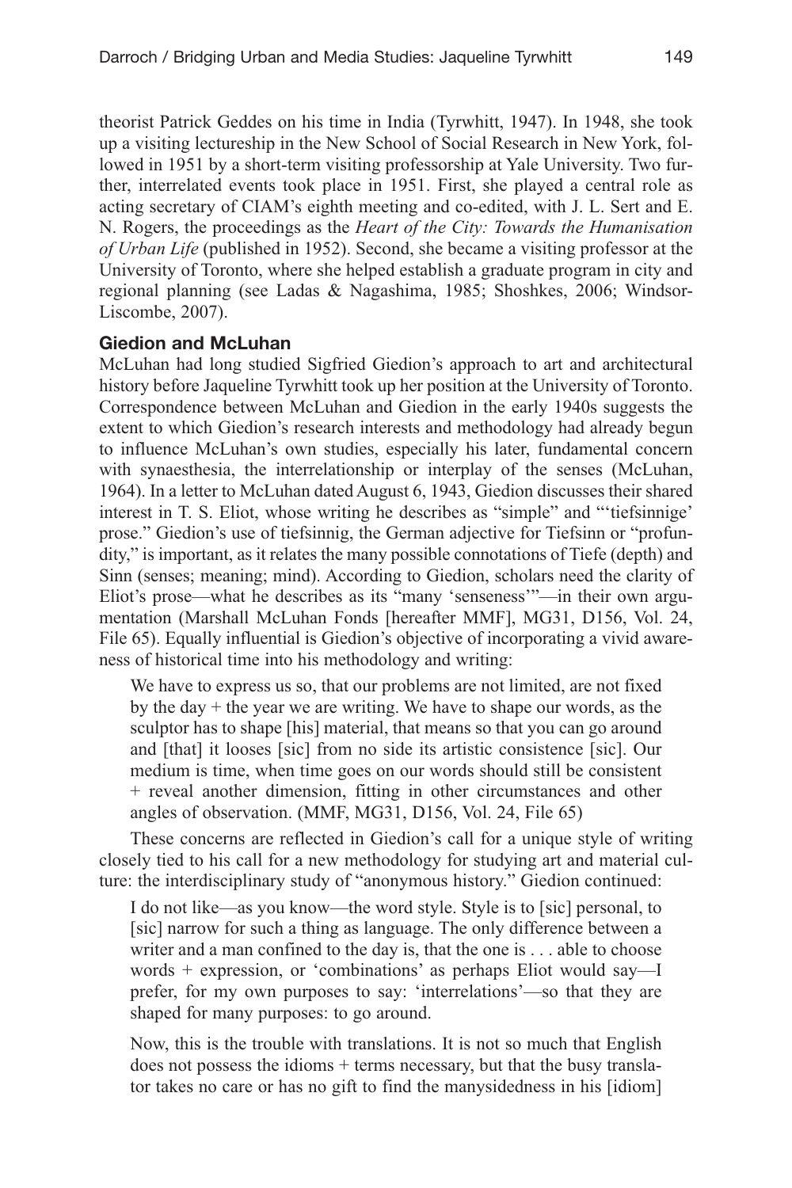theorist Patrick Geddes on his time in India (Tyrwhitt, 1947). In 1948, she took up a visiting lectureship in the New School of Social Research in New York, followed in 1951 by a short-term visiting professorship at Yale University. Two further, interrelated events took place in 1951. First, she played a central role as acting secretary of CIAM's eighth meeting and co-edited, with J. L. Sert and E. N. Rogers, the proceedings as the *Heart of the City: Towards the Humanisation of Urban Life* (published in 1952). Second, she became a visiting professor at the University of Toronto, where she helped establish a graduate program in city and regional planning (see Ladas & Nagashima, 1985; Shoshkes, 2006; Windsor-Liscombe, 2007).

### Giedion and McLuhan

McLuhan had long studied Sigfried Giedion's approach to art and architectural history before Jaqueline Tyrwhitt took up her position at the University of Toronto. Correspondence between McLuhan and Giedion in the early 1940s suggests the extent to which Giedion's research interests and methodology had already begun to influence McLuhan's own studies, especially his later, fundamental concern with synaesthesia, the interrelationship or interplay of the senses (McLuhan, 1964). In a letter to McLuhan dated August 6, 1943, Giedion discusses their shared interest in T. S. Eliot, whose writing he describes as "simple" and "'tiefsinnige' prose." Giedion's use of tiefsinnig, the German adjective for Tiefsinn or "profundity," is important, as it relates the many possible connotations of Tiefe (depth) and Sinn (senses; meaning; mind). According to Giedion, scholars need the clarity of Eliot's prose—what he describes as its "many 'senseness'"—in their own argumentation (Marshall McLuhan Fonds [hereafter MMF], MG31, D156, Vol. 24, File 65). Equally influential is Giedion's objective of incorporating a vivid awareness of historical time into his methodology and writing:

> We have to express us so, that our problems are not limited, are not fixed by the day + the year we are writing. We have to shape our words, as the sculptor has to shape [his] material, that means so that you can go around and [that] it looses [sic] from no side its artistic consistence [sic]. Our medium is time, when time goes on our words should still be consistent + reveal another dimension, fitting in other circumstances and other angles of observation. (MMF, MG31, D156, Vol. 24, File 65)

These concerns are reflected in Giedion's call for a unique style of writing closely tied to his call for a new methodology for studying art and material culture: the interdisciplinary study of "anonymous history." Giedion continued:

> I do not like—as you know—the word style. Style is to [sic] personal, to [sic] narrow for such a thing as language. The only difference between a writer and a man confined to the day is, that the one is . . . able to choose words + expression, or 'combinations' as perhaps Eliot would say—I prefer, for my own purposes to say: 'interrelations'—so that they are shaped for many purposes: to go around.
>
> Now, this is the trouble with translations. It is not so much that English does not possess the idioms + terms necessary, but that the busy translator takes no care or has no gift to find the manysidedness in his [idiom]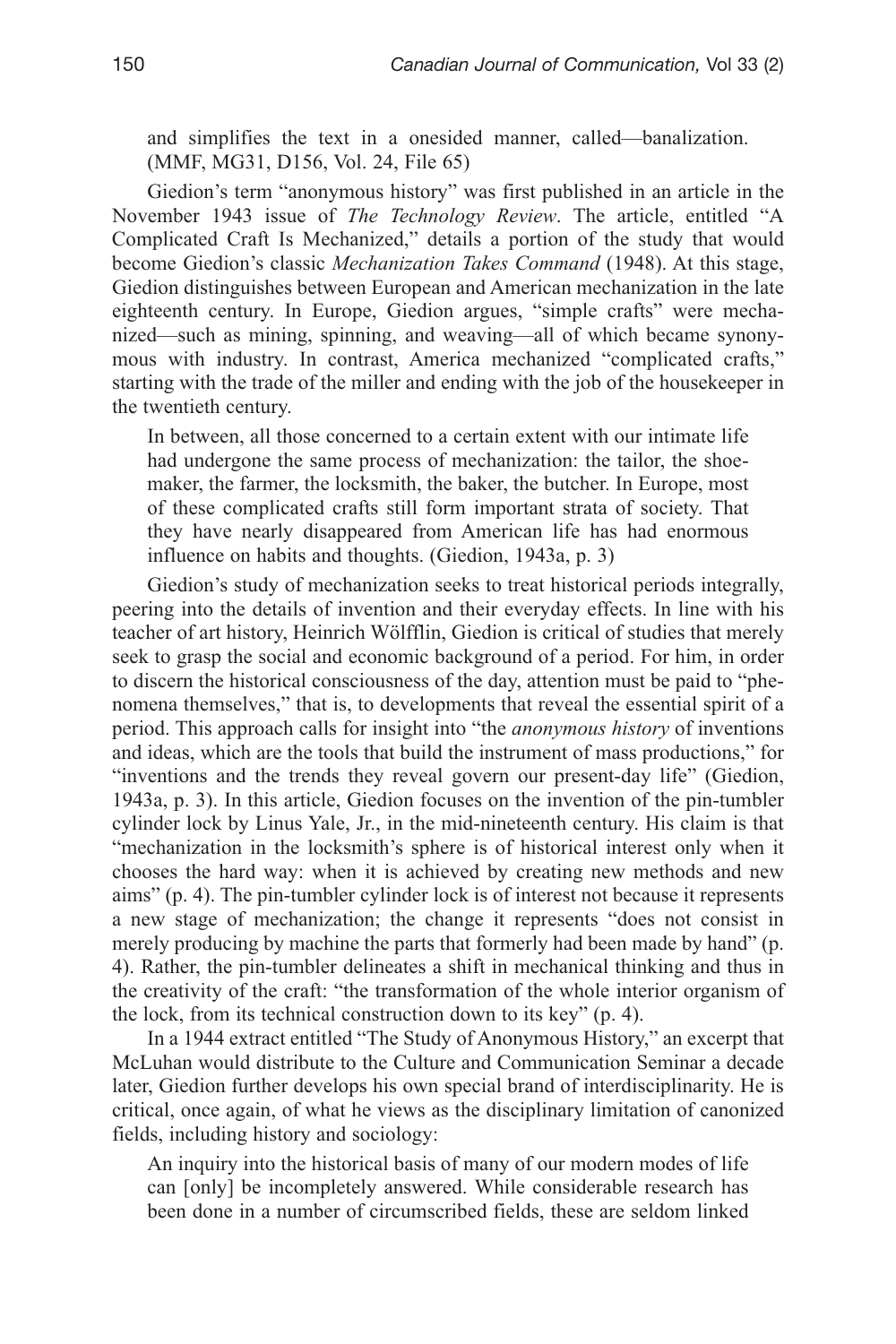and simplifies the text in a onesided manner, called—banalization. (MMF, MG31, D156, Vol. 24, File 65)

Giedion's term "anonymous history" was first published in an article in the November 1943 issue of *The Technology Review*. The article, entitled "A Complicated Craft Is Mechanized," details a portion of the study that would become Giedion's classic *Mechanization Takes Command* (1948). At this stage, Giedion distinguishes between European and American mechanization in the late eighteenth century. In Europe, Giedion argues, "simple crafts" were mechanized—such as mining, spinning, and weaving—all of which became synonymous with industry. In contrast, America mechanized "complicated crafts," starting with the trade of the miller and ending with the job of the housekeeper in the twentieth century.

> In between, all those concerned to a certain extent with our intimate life had undergone the same process of mechanization: the tailor, the shoemaker, the farmer, the locksmith, the baker, the butcher. In Europe, most of these complicated crafts still form important strata of society. That they have nearly disappeared from American life has had enormous influence on habits and thoughts. (Giedion, 1943a, p. 3)

Giedion's study of mechanization seeks to treat historical periods integrally, peering into the details of invention and their everyday effects. In line with his teacher of art history, Heinrich Wölfflin, Giedion is critical of studies that merely seek to grasp the social and economic background of a period. For him, in order to discern the historical consciousness of the day, attention must be paid to "phenomena themselves," that is, to developments that reveal the essential spirit of a period. This approach calls for insight into "the *anonymous history* of inventions and ideas, which are the tools that build the instrument of mass productions," for "inventions and the trends they reveal govern our present-day life" (Giedion, 1943a, p. 3). In this article, Giedion focuses on the invention of the pin-tumbler cylinder lock by Linus Yale, Jr., in the mid-nineteenth century. His claim is that "mechanization in the locksmith's sphere is of historical interest only when it chooses the hard way: when it is achieved by creating new methods and new aims" (p. 4). The pin-tumbler cylinder lock is of interest not because it represents a new stage of mechanization; the change it represents "does not consist in merely producing by machine the parts that formerly had been made by hand" (p. 4). Rather, the pin-tumbler delineates a shift in mechanical thinking and thus in the creativity of the craft: "the transformation of the whole interior organism of the lock, from its technical construction down to its key" (p. 4).

In a 1944 extract entitled "The Study of Anonymous History," an excerpt that McLuhan would distribute to the Culture and Communication Seminar a decade later, Giedion further develops his own special brand of interdisciplinarity. He is critical, once again, of what he views as the disciplinary limitation of canonized fields, including history and sociology:

> An inquiry into the historical basis of many of our modern modes of life can [only] be incompletely answered. While considerable research has been done in a number of circumscribed fields, these are seldom linked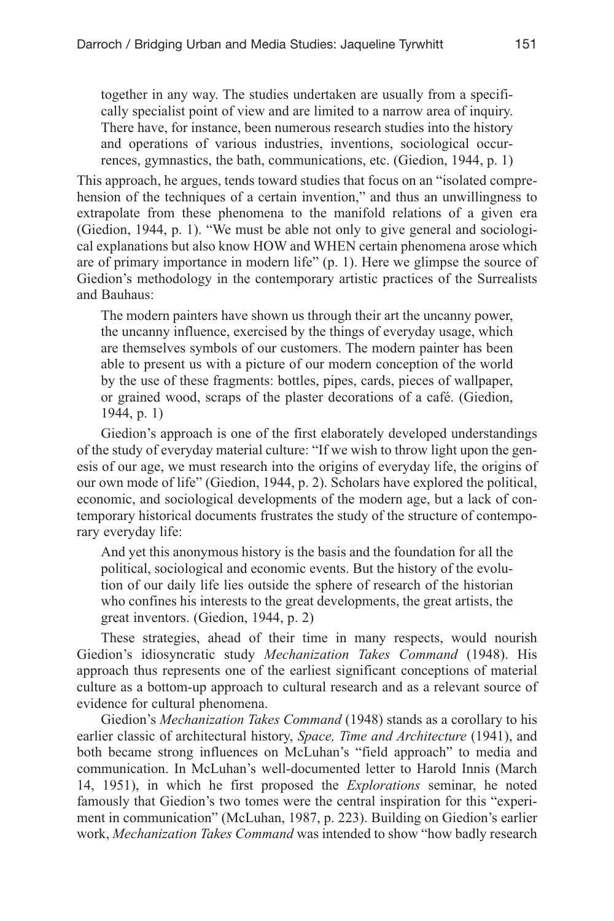> together in any way. The studies undertaken are usually from a specifically specialist point of view and are limited to a narrow area of inquiry. There have, for instance, been numerous research studies into the history and operations of various industries, inventions, sociological occurrences, gymnastics, the bath, communications, etc. (Giedion, 1944, p. 1)

This approach, he argues, tends toward studies that focus on an "isolated comprehension of the techniques of a certain invention," and thus an unwillingness to extrapolate from these phenomena to the manifold relations of a given era (Giedion, 1944, p. 1). "We must be able not only to give general and sociological explanations but also know HOW and WHEN certain phenomena arose which are of primary importance in modern life" (p. 1). Here we glimpse the source of Giedion's methodology in the contemporary artistic practices of the Surrealists and Bauhaus:

> The modern painters have shown us through their art the uncanny power, the uncanny influence, exercised by the things of everyday usage, which are themselves symbols of our customers. The modern painter has been able to present us with a picture of our modern conception of the world by the use of these fragments: bottles, pipes, cards, pieces of wallpaper, or grained wood, scraps of the plaster decorations of a café. (Giedion, 1944, p. 1)

Giedion's approach is one of the first elaborately developed understandings of the study of everyday material culture: "If we wish to throw light upon the genesis of our age, we must research into the origins of everyday life, the origins of our own mode of life" (Giedion, 1944, p. 2). Scholars have explored the political, economic, and sociological developments of the modern age, but a lack of contemporary historical documents frustrates the study of the structure of contemporary everyday life:

> And yet this anonymous history is the basis and the foundation for all the political, sociological and economic events. But the history of the evolution of our daily life lies outside the sphere of research of the historian who confines his interests to the great developments, the great artists, the great inventors. (Giedion, 1944, p. 2)

These strategies, ahead of their time in many respects, would nourish Giedion's idiosyncratic study *Mechanization Takes Command* (1948). His approach thus represents one of the earliest significant conceptions of material culture as a bottom-up approach to cultural research and as a relevant source of evidence for cultural phenomena.

Giedion's *Mechanization Takes Command* (1948) stands as a corollary to his earlier classic of architectural history, *Space, Time and Architecture* (1941), and both became strong influences on McLuhan's "field approach" to media and communication. In McLuhan's well-documented letter to Harold Innis (March 14, 1951), in which he first proposed the *Explorations* seminar, he noted famously that Giedion's two tomes were the central inspiration for this "experiment in communication" (McLuhan, 1987, p. 223). Building on Giedion's earlier work, *Mechanization Takes Command* was intended to show "how badly research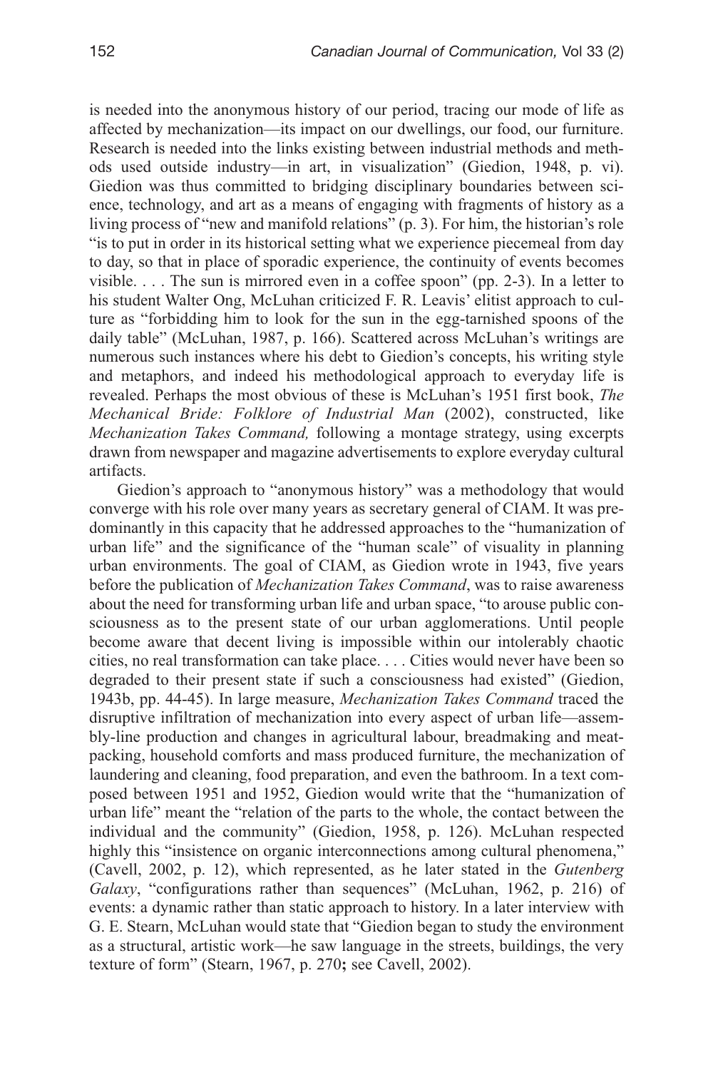is needed into the anonymous history of our period, tracing our mode of life as affected by mechanization—its impact on our dwellings, our food, our furniture. Research is needed into the links existing between industrial methods and methods used outside industry—in art, in visualization" (Giedion, 1948, p. vi). Giedion was thus committed to bridging disciplinary boundaries between science, technology, and art as a means of engaging with fragments of history as a living process of "new and manifold relations" (p. 3). For him, the historian's role "is to put in order in its historical setting what we experience piecemeal from day to day, so that in place of sporadic experience, the continuity of events becomes visible. . . . The sun is mirrored even in a coffee spoon" (pp. 2-3). In a letter to his student Walter Ong, McLuhan criticized F. R. Leavis' elitist approach to culture as "forbidding him to look for the sun in the egg-tarnished spoons of the daily table" (McLuhan, 1987, p. 166). Scattered across McLuhan's writings are numerous such instances where his debt to Giedion's concepts, his writing style and metaphors, and indeed his methodological approach to everyday life is revealed. Perhaps the most obvious of these is McLuhan's 1951 first book, *The Mechanical Bride: Folklore of Industrial Man* (2002), constructed, like *Mechanization Takes Command,* following a montage strategy, using excerpts drawn from newspaper and magazine advertisements to explore everyday cultural artifacts.

Giedion's approach to "anonymous history" was a methodology that would converge with his role over many years as secretary general of CIAM. It was predominantly in this capacity that he addressed approaches to the "humanization of urban life" and the significance of the "human scale" of visuality in planning urban environments. The goal of CIAM, as Giedion wrote in 1943, five years before the publication of *Mechanization Takes Command*, was to raise awareness about the need for transforming urban life and urban space, "to arouse public consciousness as to the present state of our urban agglomerations. Until people become aware that decent living is impossible within our intolerably chaotic cities, no real transformation can take place. . . . Cities would never have been so degraded to their present state if such a consciousness had existed" (Giedion, 1943b, pp. 44-45). In large measure, *Mechanization Takes Command* traced the disruptive infiltration of mechanization into every aspect of urban life—assembly-line production and changes in agricultural labour, breadmaking and meatpacking, household comforts and mass produced furniture, the mechanization of laundering and cleaning, food preparation, and even the bathroom. In a text composed between 1951 and 1952, Giedion would write that the "humanization of urban life" meant the "relation of the parts to the whole, the contact between the individual and the community" (Giedion, 1958, p. 126). McLuhan respected highly this "insistence on organic interconnections among cultural phenomena," (Cavell, 2002, p. 12), which represented, as he later stated in the *Gutenberg Galaxy*, "configurations rather than sequences" (McLuhan, 1962, p. 216) of events: a dynamic rather than static approach to history. In a later interview with G. E. Stearn, McLuhan would state that "Giedion began to study the environment as a structural, artistic work—he saw language in the streets, buildings, the very texture of form" (Stearn, 1967, p. 270**;** see Cavell, 2002).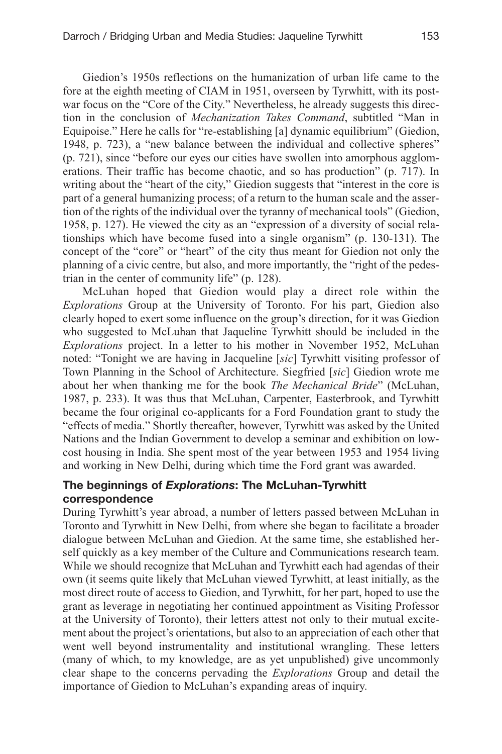Giedion's 1950s reflections on the humanization of urban life came to the fore at the eighth meeting of CIAM in 1951, overseen by Tyrwhitt, with its postwar focus on the "Core of the City." Nevertheless, he already suggests this direction in the conclusion of *Mechanization Takes Command*, subtitled "Man in Equipoise." Here he calls for "re-establishing [a] dynamic equilibrium" (Giedion, 1948, p. 723), a "new balance between the individual and collective spheres" (p. 721), since "before our eyes our cities have swollen into amorphous agglomerations. Their traffic has become chaotic, and so has production" (p. 717). In writing about the "heart of the city," Giedion suggests that "interest in the core is part of a general humanizing process; of a return to the human scale and the assertion of the rights of the individual over the tyranny of mechanical tools" (Giedion, 1958, p. 127). He viewed the city as an "expression of a diversity of social relationships which have become fused into a single organism" (p. 130-131). The concept of the "core" or "heart" of the city thus meant for Giedion not only the planning of a civic centre, but also, and more importantly, the "right of the pedestrian in the center of community life" (p. 128).

McLuhan hoped that Giedion would play a direct role within the *Explorations* Group at the University of Toronto. For his part, Giedion also clearly hoped to exert some influence on the group's direction, for it was Giedion who suggested to McLuhan that Jaqueline Tyrwhitt should be included in the *Explorations* project. In a letter to his mother in November 1952, McLuhan noted: "Tonight we are having in Jacqueline [*sic*] Tyrwhitt visiting professor of Town Planning in the School of Architecture. Siegfried [*sic*] Giedion wrote me about her when thanking me for the book *The Mechanical Bride*" (McLuhan, 1987, p. 233). It was thus that McLuhan, Carpenter, Easterbrook, and Tyrwhitt became the four original co-applicants for a Ford Foundation grant to study the "effects of media." Shortly thereafter, however, Tyrwhitt was asked by the United Nations and the Indian Government to develop a seminar and exhibition on low-cost housing in India. She spent most of the year between 1953 and 1954 living and working in New Delhi, during which time the Ford grant was awarded.

## The beginnings of *Explorations*: The McLuhan-Tyrwhitt correspondence

During Tyrwhitt's year abroad, a number of letters passed between McLuhan in Toronto and Tyrwhitt in New Delhi, from where she began to facilitate a broader dialogue between McLuhan and Giedion. At the same time, she established herself quickly as a key member of the Culture and Communications research team. While we should recognize that McLuhan and Tyrwhitt each had agendas of their own (it seems quite likely that McLuhan viewed Tyrwhitt, at least initially, as the most direct route of access to Giedion, and Tyrwhitt, for her part, hoped to use the grant as leverage in negotiating her continued appointment as Visiting Professor at the University of Toronto), their letters attest not only to their mutual excitement about the project's orientations, but also to an appreciation of each other that went well beyond instrumentality and institutional wrangling. These letters (many of which, to my knowledge, are as yet unpublished) give uncommonly clear shape to the concerns pervading the *Explorations* Group and detail the importance of Giedion to McLuhan's expanding areas of inquiry.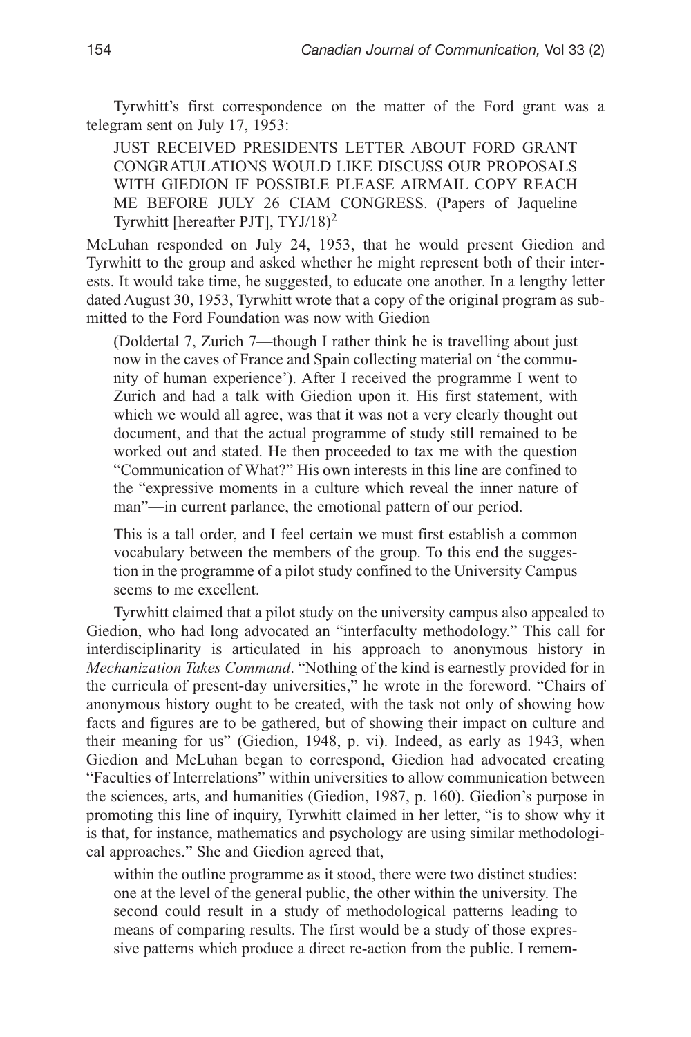Tyrwhitt's first correspondence on the matter of the Ford grant was a telegram sent on July 17, 1953:

> JUST RECEIVED PRESIDENTS LETTER ABOUT FORD GRANT CONGRATULATIONS WOULD LIKE DISCUSS OUR PROPOSALS WITH GIEDION IF POSSIBLE PLEASE AIRMAIL COPY REACH ME BEFORE JULY 26 CIAM CONGRESS. (Papers of Jaqueline Tyrwhitt [hereafter PJT], TYJ/18)[2]

McLuhan responded on July 24, 1953, that he would present Giedion and Tyrwhitt to the group and asked whether he might represent both of their interests. It would take time, he suggested, to educate one another. In a lengthy letter dated August 30, 1953, Tyrwhitt wrote that a copy of the original program as submitted to the Ford Foundation was now with Giedion

> (Doldertal 7, Zurich 7—though I rather think he is travelling about just now in the caves of France and Spain collecting material on 'the community of human experience'). After I received the programme I went to Zurich and had a talk with Giedion upon it. His first statement, with which we would all agree, was that it was not a very clearly thought out document, and that the actual programme of study still remained to be worked out and stated. He then proceeded to tax me with the question "Communication of What?" His own interests in this line are confined to the "expressive moments in a culture which reveal the inner nature of man"—in current parlance, the emotional pattern of our period.
>
> This is a tall order, and I feel certain we must first establish a common vocabulary between the members of the group. To this end the suggestion in the programme of a pilot study confined to the University Campus seems to me excellent.

Tyrwhitt claimed that a pilot study on the university campus also appealed to Giedion, who had long advocated an "interfaculty methodology." This call for interdisciplinarity is articulated in his approach to anonymous history in *Mechanization Takes Command*. "Nothing of the kind is earnestly provided for in the curricula of present-day universities," he wrote in the foreword. "Chairs of anonymous history ought to be created, with the task not only of showing how facts and figures are to be gathered, but of showing their impact on culture and their meaning for us" (Giedion, 1948, p. vi). Indeed, as early as 1943, when Giedion and McLuhan began to correspond, Giedion had advocated creating "Faculties of Interrelations" within universities to allow communication between the sciences, arts, and humanities (Giedion, 1987, p. 160). Giedion's purpose in promoting this line of inquiry, Tyrwhitt claimed in her letter, "is to show why it is that, for instance, mathematics and psychology are using similar methodological approaches." She and Giedion agreed that,

> within the outline programme as it stood, there were two distinct studies: one at the level of the general public, the other within the university. The second could result in a study of methodological patterns leading to means of comparing results. The first would be a study of those expressive patterns which produce a direct re-action from the public. I remem-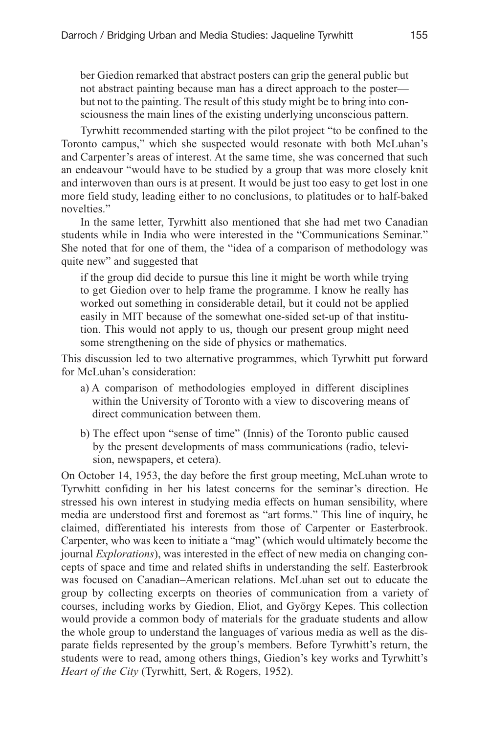ber Giedion remarked that abstract posters can grip the general public but not abstract painting because man has a direct approach to the poster—but not to the painting. The result of this study might be to bring into consciousness the main lines of the existing underlying unconscious pattern.

Tyrwhitt recommended starting with the pilot project "to be confined to the Toronto campus," which she suspected would resonate with both McLuhan's and Carpenter's areas of interest. At the same time, she was concerned that such an endeavour "would have to be studied by a group that was more closely knit and interwoven than ours is at present. It would be just too easy to get lost in one more field study, leading either to no conclusions, to platitudes or to half-baked novelties."

In the same letter, Tyrwhitt also mentioned that she had met two Canadian students while in India who were interested in the "Communications Seminar." She noted that for one of them, the "idea of a comparison of methodology was quite new" and suggested that

> if the group did decide to pursue this line it might be worth while trying to get Giedion over to help frame the programme. I know he really has worked out something in considerable detail, but it could not be applied easily in MIT because of the somewhat one-sided set-up of that institution. This would not apply to us, though our present group might need some strengthening on the side of physics or mathematics.

This discussion led to two alternative programmes, which Tyrwhitt put forward for McLuhan's consideration:

a) A comparison of methodologies employed in different disciplines within the University of Toronto with a view to discovering means of direct communication between them.

b) The effect upon "sense of time" (Innis) of the Toronto public caused by the present developments of mass communications (radio, television, newspapers, et cetera).

On October 14, 1953, the day before the first group meeting, McLuhan wrote to Tyrwhitt confiding in her his latest concerns for the seminar's direction. He stressed his own interest in studying media effects on human sensibility, where media are understood first and foremost as "art forms." This line of inquiry, he claimed, differentiated his interests from those of Carpenter or Easterbrook. Carpenter, who was keen to initiate a "mag" (which would ultimately become the journal *Explorations*), was interested in the effect of new media on changing concepts of space and time and related shifts in understanding the self. Easterbrook was focused on Canadian–American relations. McLuhan set out to educate the group by collecting excerpts on theories of communication from a variety of courses, including works by Giedion, Eliot, and György Kepes. This collection would provide a common body of materials for the graduate students and allow the whole group to understand the languages of various media as well as the disparate fields represented by the group's members. Before Tyrwhitt's return, the students were to read, among others things, Giedion's key works and Tyrwhitt's *Heart of the City* (Tyrwhitt, Sert, & Rogers, 1952).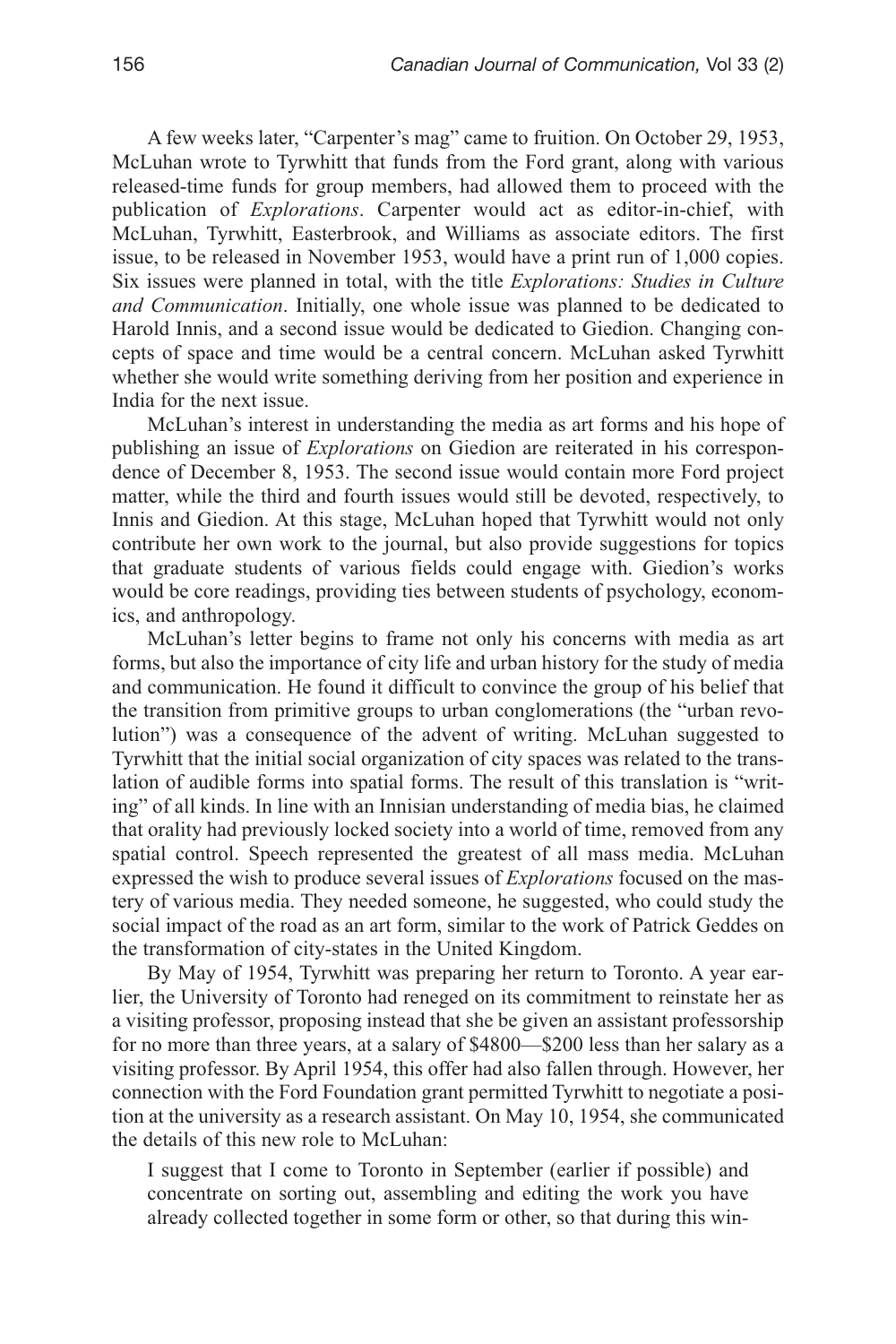A few weeks later, "Carpenter's mag" came to fruition. On October 29, 1953, McLuhan wrote to Tyrwhitt that funds from the Ford grant, along with various released-time funds for group members, had allowed them to proceed with the publication of *Explorations*. Carpenter would act as editor-in-chief, with McLuhan, Tyrwhitt, Easterbrook, and Williams as associate editors. The first issue, to be released in November 1953, would have a print run of 1,000 copies. Six issues were planned in total, with the title *Explorations: Studies in Culture and Communication*. Initially, one whole issue was planned to be dedicated to Harold Innis, and a second issue would be dedicated to Giedion. Changing concepts of space and time would be a central concern. McLuhan asked Tyrwhitt whether she would write something deriving from her position and experience in India for the next issue.

McLuhan's interest in understanding the media as art forms and his hope of publishing an issue of *Explorations* on Giedion are reiterated in his correspondence of December 8, 1953. The second issue would contain more Ford project matter, while the third and fourth issues would still be devoted, respectively, to Innis and Giedion. At this stage, McLuhan hoped that Tyrwhitt would not only contribute her own work to the journal, but also provide suggestions for topics that graduate students of various fields could engage with. Giedion's works would be core readings, providing ties between students of psychology, economics, and anthropology.

McLuhan's letter begins to frame not only his concerns with media as art forms, but also the importance of city life and urban history for the study of media and communication. He found it difficult to convince the group of his belief that the transition from primitive groups to urban conglomerations (the "urban revolution") was a consequence of the advent of writing. McLuhan suggested to Tyrwhitt that the initial social organization of city spaces was related to the translation of audible forms into spatial forms. The result of this translation is "writing" of all kinds. In line with an Innisian understanding of media bias, he claimed that orality had previously locked society into a world of time, removed from any spatial control. Speech represented the greatest of all mass media. McLuhan expressed the wish to produce several issues of *Explorations* focused on the mastery of various media. They needed someone, he suggested, who could study the social impact of the road as an art form, similar to the work of Patrick Geddes on the transformation of city-states in the United Kingdom.

By May of 1954, Tyrwhitt was preparing her return to Toronto. A year earlier, the University of Toronto had reneged on its commitment to reinstate her as a visiting professor, proposing instead that she be given an assistant professorship for no more than three years, at a salary of $4800—$200 less than her salary as a visiting professor. By April 1954, this offer had also fallen through. However, her connection with the Ford Foundation grant permitted Tyrwhitt to negotiate a position at the university as a research assistant. On May 10, 1954, she communicated the details of this new role to McLuhan:

> I suggest that I come to Toronto in September (earlier if possible) and concentrate on sorting out, assembling and editing the work you have already collected together in some form or other, so that during this win-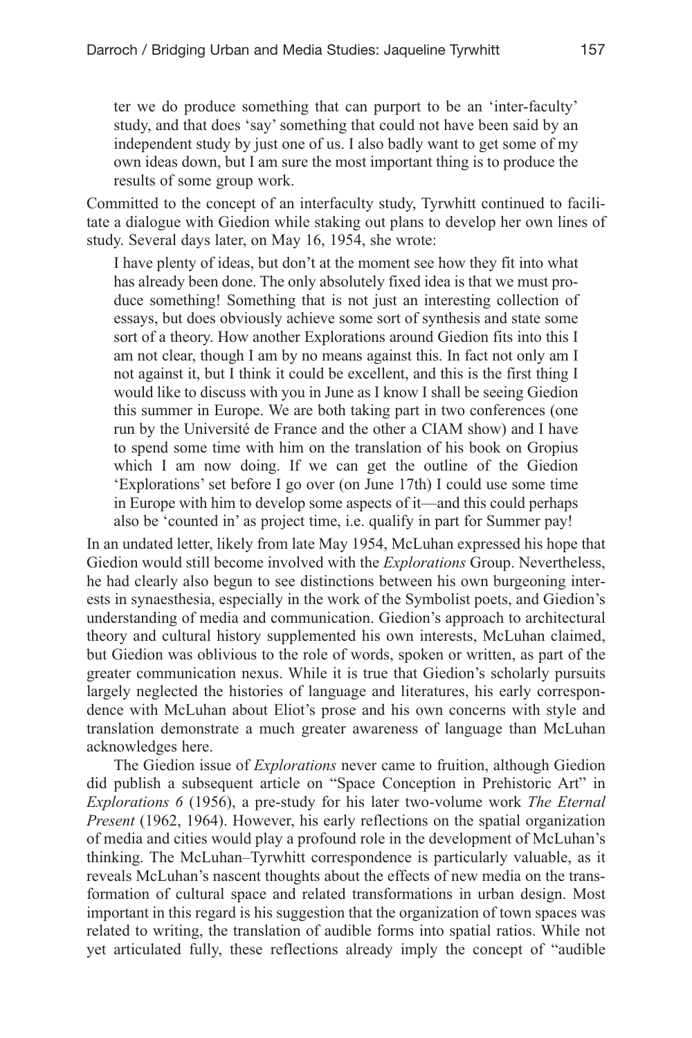ter we do produce something that can purport to be an 'inter-faculty' study, and that does 'say' something that could not have been said by an independent study by just one of us. I also badly want to get some of my own ideas down, but I am sure the most important thing is to produce the results of some group work.

Committed to the concept of an interfaculty study, Tyrwhitt continued to facilitate a dialogue with Giedion while staking out plans to develop her own lines of study. Several days later, on May 16, 1954, she wrote:

> I have plenty of ideas, but don't at the moment see how they fit into what has already been done. The only absolutely fixed idea is that we must produce something! Something that is not just an interesting collection of essays, but does obviously achieve some sort of synthesis and state some sort of a theory. How another Explorations around Giedion fits into this I am not clear, though I am by no means against this. In fact not only am I not against it, but I think it could be excellent, and this is the first thing I would like to discuss with you in June as I know I shall be seeing Giedion this summer in Europe. We are both taking part in two conferences (one run by the Université de France and the other a CIAM show) and I have to spend some time with him on the translation of his book on Gropius which I am now doing. If we can get the outline of the Giedion 'Explorations' set before I go over (on June 17th) I could use some time in Europe with him to develop some aspects of it—and this could perhaps also be 'counted in' as project time, i.e. qualify in part for Summer pay!

In an undated letter, likely from late May 1954, McLuhan expressed his hope that Giedion would still become involved with the *Explorations* Group. Nevertheless, he had clearly also begun to see distinctions between his own burgeoning interests in synaesthesia, especially in the work of the Symbolist poets, and Giedion's understanding of media and communication. Giedion's approach to architectural theory and cultural history supplemented his own interests, McLuhan claimed, but Giedion was oblivious to the role of words, spoken or written, as part of the greater communication nexus. While it is true that Giedion's scholarly pursuits largely neglected the histories of language and literatures, his early correspondence with McLuhan about Eliot's prose and his own concerns with style and translation demonstrate a much greater awareness of language than McLuhan acknowledges here.

The Giedion issue of *Explorations* never came to fruition, although Giedion did publish a subsequent article on "Space Conception in Prehistoric Art" in *Explorations 6* (1956), a pre-study for his later two-volume work *The Eternal Present* (1962, 1964). However, his early reflections on the spatial organization of media and cities would play a profound role in the development of McLuhan's thinking. The McLuhan–Tyrwhitt correspondence is particularly valuable, as it reveals McLuhan's nascent thoughts about the effects of new media on the transformation of cultural space and related transformations in urban design. Most important in this regard is his suggestion that the organization of town spaces was related to writing, the translation of audible forms into spatial ratios. While not yet articulated fully, these reflections already imply the concept of "audible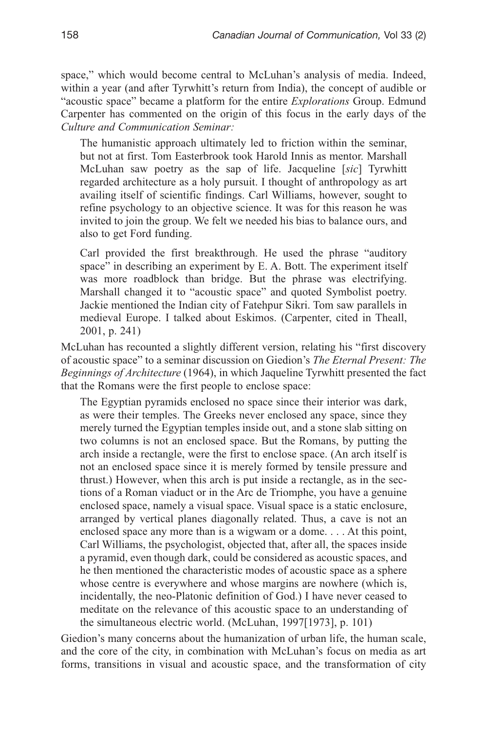space," which would become central to McLuhan's analysis of media. Indeed, within a year (and after Tyrwhitt's return from India), the concept of audible or "acoustic space" became a platform for the entire *Explorations* Group. Edmund Carpenter has commented on the origin of this focus in the early days of the *Culture and Communication Seminar:*

> The humanistic approach ultimately led to friction within the seminar, but not at first. Tom Easterbrook took Harold Innis as mentor. Marshall McLuhan saw poetry as the sap of life. Jacqueline [*sic*] Tyrwhitt regarded architecture as a holy pursuit. I thought of anthropology as art availing itself of scientific findings. Carl Williams, however, sought to refine psychology to an objective science. It was for this reason he was invited to join the group. We felt we needed his bias to balance ours, and also to get Ford funding.
>
> Carl provided the first breakthrough. He used the phrase "auditory space" in describing an experiment by E. A. Bott. The experiment itself was more roadblock than bridge. But the phrase was electrifying. Marshall changed it to "acoustic space" and quoted Symbolist poetry. Jackie mentioned the Indian city of Fatehpur Sikri. Tom saw parallels in medieval Europe. I talked about Eskimos. (Carpenter, cited in Theall, 2001, p. 241)

McLuhan has recounted a slightly different version, relating his "first discovery of acoustic space" to a seminar discussion on Giedion's *The Eternal Present: The Beginnings of Architecture* (1964), in which Jaqueline Tyrwhitt presented the fact that the Romans were the first people to enclose space:

> The Egyptian pyramids enclosed no space since their interior was dark, as were their temples. The Greeks never enclosed any space, since they merely turned the Egyptian temples inside out, and a stone slab sitting on two columns is not an enclosed space. But the Romans, by putting the arch inside a rectangle, were the first to enclose space. (An arch itself is not an enclosed space since it is merely formed by tensile pressure and thrust.) However, when this arch is put inside a rectangle, as in the sections of a Roman viaduct or in the Arc de Triomphe, you have a genuine enclosed space, namely a visual space. Visual space is a static enclosure, arranged by vertical planes diagonally related. Thus, a cave is not an enclosed space any more than is a wigwam or a dome. . . . At this point, Carl Williams, the psychologist, objected that, after all, the spaces inside a pyramid, even though dark, could be considered as acoustic spaces, and he then mentioned the characteristic modes of acoustic space as a sphere whose centre is everywhere and whose margins are nowhere (which is, incidentally, the neo-Platonic definition of God.) I have never ceased to meditate on the relevance of this acoustic space to an understanding of the simultaneous electric world. (McLuhan, 1997[1973], p. 101)

Giedion's many concerns about the humanization of urban life, the human scale, and the core of the city, in combination with McLuhan's focus on media as art forms, transitions in visual and acoustic space, and the transformation of city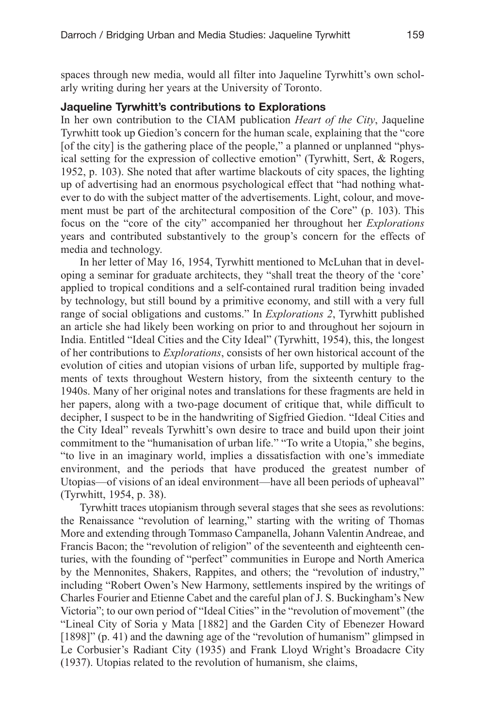spaces through new media, would all filter into Jaqueline Tyrwhitt's own scholarly writing during her years at the University of Toronto.

### Jaqueline Tyrwhitt's contributions to Explorations

In her own contribution to the CIAM publication *Heart of the City*, Jaqueline Tyrwhitt took up Giedion's concern for the human scale, explaining that the "core [of the city] is the gathering place of the people," a planned or unplanned "physical setting for the expression of collective emotion" (Tyrwhitt, Sert, & Rogers, 1952, p. 103). She noted that after wartime blackouts of city spaces, the lighting up of advertising had an enormous psychological effect that "had nothing whatever to do with the subject matter of the advertisements. Light, colour, and movement must be part of the architectural composition of the Core" (p. 103). This focus on the "core of the city" accompanied her throughout her *Explorations* years and contributed substantively to the group's concern for the effects of media and technology.

In her letter of May 16, 1954, Tyrwhitt mentioned to McLuhan that in developing a seminar for graduate architects, they "shall treat the theory of the 'core' applied to tropical conditions and a self-contained rural tradition being invaded by technology, but still bound by a primitive economy, and still with a very full range of social obligations and customs." In *Explorations 2*, Tyrwhitt published an article she had likely been working on prior to and throughout her sojourn in India. Entitled "Ideal Cities and the City Ideal" (Tyrwhitt, 1954), this, the longest of her contributions to *Explorations*, consists of her own historical account of the evolution of cities and utopian visions of urban life, supported by multiple fragments of texts throughout Western history, from the sixteenth century to the 1940s. Many of her original notes and translations for these fragments are held in her papers, along with a two-page document of critique that, while difficult to decipher, I suspect to be in the handwriting of Sigfried Giedion. "Ideal Cities and the City Ideal" reveals Tyrwhitt's own desire to trace and build upon their joint commitment to the "humanisation of urban life." "To write a Utopia," she begins, "to live in an imaginary world, implies a dissatisfaction with one's immediate environment, and the periods that have produced the greatest number of Utopias—of visions of an ideal environment—have all been periods of upheaval" (Tyrwhitt, 1954, p. 38).

Tyrwhitt traces utopianism through several stages that she sees as revolutions: the Renaissance "revolution of learning," starting with the writing of Thomas More and extending through Tommaso Campanella, Johann Valentin Andreae, and Francis Bacon; the "revolution of religion" of the seventeenth and eighteenth centuries, with the founding of "perfect" communities in Europe and North America by the Mennonites, Shakers, Rappites, and others; the "revolution of industry," including "Robert Owen's New Harmony, settlements inspired by the writings of Charles Fourier and Etienne Cabet and the careful plan of J. S. Buckingham's New Victoria"; to our own period of "Ideal Cities" in the "revolution of movement" (the "Lineal City of Soria y Mata [1882] and the Garden City of Ebenezer Howard [1898]" (p. 41) and the dawning age of the "revolution of humanism" glimpsed in Le Corbusier's Radiant City (1935) and Frank Lloyd Wright's Broadacre City (1937). Utopias related to the revolution of humanism, she claims,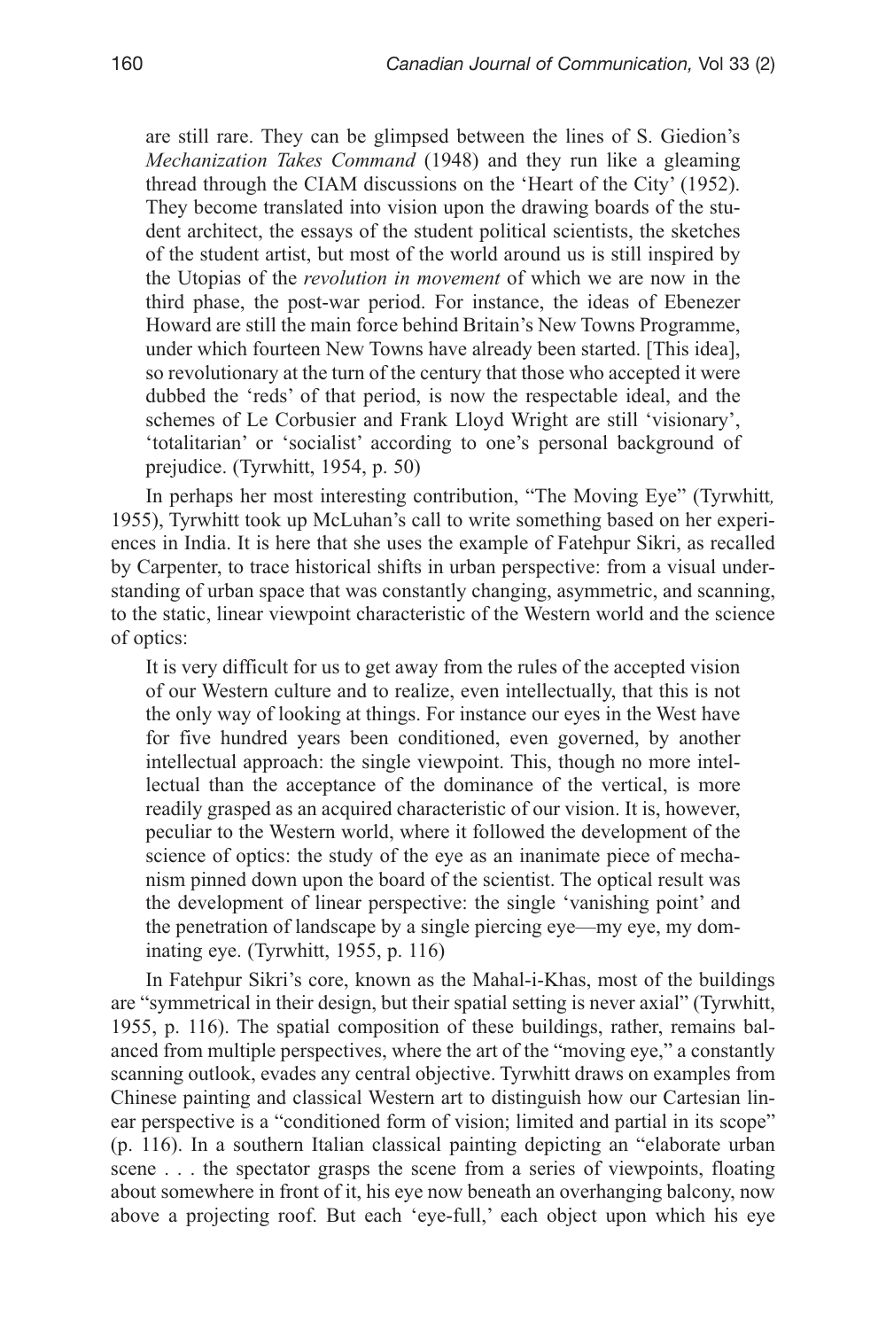> are still rare. They can be glimpsed between the lines of S. Giedion's *Mechanization Takes Command* (1948) and they run like a gleaming thread through the CIAM discussions on the 'Heart of the City' (1952). They become translated into vision upon the drawing boards of the student architect, the essays of the student political scientists, the sketches of the student artist, but most of the world around us is still inspired by the Utopias of the *revolution in movement* of which we are now in the third phase, the post-war period. For instance, the ideas of Ebenezer Howard are still the main force behind Britain's New Towns Programme, under which fourteen New Towns have already been started. [This idea], so revolutionary at the turn of the century that those who accepted it were dubbed the 'reds' of that period, is now the respectable ideal, and the schemes of Le Corbusier and Frank Lloyd Wright are still 'visionary', 'totalitarian' or 'socialist' according to one's personal background of prejudice. (Tyrwhitt, 1954, p. 50)

In perhaps her most interesting contribution, "The Moving Eye" (Tyrwhitt*,* 1955), Tyrwhitt took up McLuhan's call to write something based on her experiences in India. It is here that she uses the example of Fatehpur Sikri, as recalled by Carpenter, to trace historical shifts in urban perspective: from a visual understanding of urban space that was constantly changing, asymmetric, and scanning, to the static, linear viewpoint characteristic of the Western world and the science of optics:

> It is very difficult for us to get away from the rules of the accepted vision of our Western culture and to realize, even intellectually, that this is not the only way of looking at things. For instance our eyes in the West have for five hundred years been conditioned, even governed, by another intellectual approach: the single viewpoint. This, though no more intellectual than the acceptance of the dominance of the vertical, is more readily grasped as an acquired characteristic of our vision. It is, however, peculiar to the Western world, where it followed the development of the science of optics: the study of the eye as an inanimate piece of mechanism pinned down upon the board of the scientist. The optical result was the development of linear perspective: the single 'vanishing point' and the penetration of landscape by a single piercing eye—my eye, my dominating eye. (Tyrwhitt, 1955, p. 116)

In Fatehpur Sikri's core, known as the Mahal-i-Khas, most of the buildings are "symmetrical in their design, but their spatial setting is never axial" (Tyrwhitt, 1955, p. 116). The spatial composition of these buildings, rather, remains balanced from multiple perspectives, where the art of the "moving eye," a constantly scanning outlook, evades any central objective. Tyrwhitt draws on examples from Chinese painting and classical Western art to distinguish how our Cartesian linear perspective is a "conditioned form of vision; limited and partial in its scope" (p. 116). In a southern Italian classical painting depicting an "elaborate urban scene . . . the spectator grasps the scene from a series of viewpoints, floating about somewhere in front of it, his eye now beneath an overhanging balcony, now above a projecting roof. But each 'eye-full,' each object upon which his eye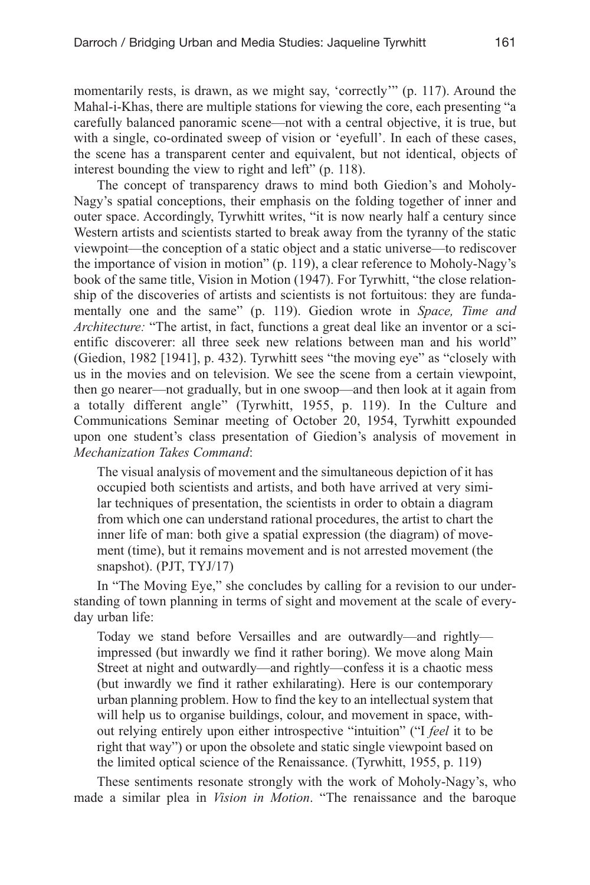momentarily rests, is drawn, as we might say, 'correctly'" (p. 117). Around the Mahal-i-Khas, there are multiple stations for viewing the core, each presenting "a carefully balanced panoramic scene—not with a central objective, it is true, but with a single, co-ordinated sweep of vision or 'eyefull'. In each of these cases, the scene has a transparent center and equivalent, but not identical, objects of interest bounding the view to right and left" (p. 118).

The concept of transparency draws to mind both Giedion's and Moholy-Nagy's spatial conceptions, their emphasis on the folding together of inner and outer space. Accordingly, Tyrwhitt writes, "it is now nearly half a century since Western artists and scientists started to break away from the tyranny of the static viewpoint—the conception of a static object and a static universe—to rediscover the importance of vision in motion" (p. 119), a clear reference to Moholy-Nagy's book of the same title, Vision in Motion (1947). For Tyrwhitt, "the close relationship of the discoveries of artists and scientists is not fortuitous: they are fundamentally one and the same" (p. 119). Giedion wrote in *Space, Time and Architecture:* "The artist, in fact, functions a great deal like an inventor or a scientific discoverer: all three seek new relations between man and his world" (Giedion, 1982 [1941], p. 432). Tyrwhitt sees "the moving eye" as "closely with us in the movies and on television. We see the scene from a certain viewpoint, then go nearer—not gradually, but in one swoop—and then look at it again from a totally different angle" (Tyrwhitt, 1955, p. 119). In the Culture and Communications Seminar meeting of October 20, 1954, Tyrwhitt expounded upon one student's class presentation of Giedion's analysis of movement in *Mechanization Takes Command*:

> The visual analysis of movement and the simultaneous depiction of it has occupied both scientists and artists, and both have arrived at very similar techniques of presentation, the scientists in order to obtain a diagram from which one can understand rational procedures, the artist to chart the inner life of man: both give a spatial expression (the diagram) of movement (time), but it remains movement and is not arrested movement (the snapshot). (PJT, TYJ/17)

In "The Moving Eye," she concludes by calling for a revision to our understanding of town planning in terms of sight and movement at the scale of everyday urban life:

> Today we stand before Versailles and are outwardly—and rightly—impressed (but inwardly we find it rather boring). We move along Main Street at night and outwardly—and rightly—confess it is a chaotic mess (but inwardly we find it rather exhilarating). Here is our contemporary urban planning problem. How to find the key to an intellectual system that will help us to organise buildings, colour, and movement in space, without relying entirely upon either introspective "intuition" ("I *feel* it to be right that way") or upon the obsolete and static single viewpoint based on the limited optical science of the Renaissance. (Tyrwhitt, 1955, p. 119)

These sentiments resonate strongly with the work of Moholy-Nagy's, who made a similar plea in *Vision in Motion*. "The renaissance and the baroque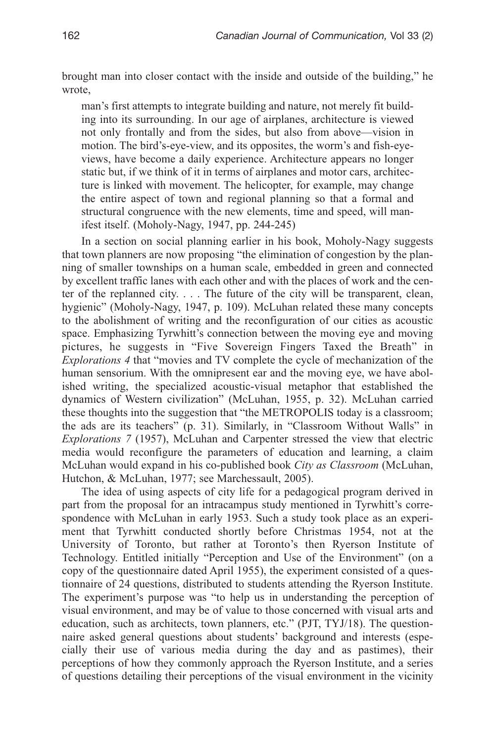brought man into closer contact with the inside and outside of the building," he wrote,

> man's first attempts to integrate building and nature, not merely fit building into its surrounding. In our age of airplanes, architecture is viewed not only frontally and from the sides, but also from above—vision in motion. The bird's-eye-view, and its opposites, the worm's and fish-eye-views, have become a daily experience. Architecture appears no longer static but, if we think of it in terms of airplanes and motor cars, architecture is linked with movement. The helicopter, for example, may change the entire aspect of town and regional planning so that a formal and structural congruence with the new elements, time and speed, will manifest itself. (Moholy-Nagy, 1947, pp. 244-245)

In a section on social planning earlier in his book, Moholy-Nagy suggests that town planners are now proposing "the elimination of congestion by the planning of smaller townships on a human scale, embedded in green and connected by excellent traffic lanes with each other and with the places of work and the center of the replanned city. . . . The future of the city will be transparent, clean, hygienic" (Moholy-Nagy, 1947, p. 109). McLuhan related these many concepts to the abolishment of writing and the reconfiguration of our cities as acoustic space. Emphasizing Tyrwhitt's connection between the moving eye and moving pictures, he suggests in "Five Sovereign Fingers Taxed the Breath" in *Explorations 4* that "movies and TV complete the cycle of mechanization of the human sensorium. With the omnipresent ear and the moving eye, we have abolished writing, the specialized acoustic-visual metaphor that established the dynamics of Western civilization" (McLuhan, 1955, p. 32). McLuhan carried these thoughts into the suggestion that "the METROPOLIS today is a classroom; the ads are its teachers" (p. 31). Similarly, in "Classroom Without Walls" in *Explorations 7* (1957), McLuhan and Carpenter stressed the view that electric media would reconfigure the parameters of education and learning, a claim McLuhan would expand in his co-published book *City as Classroom* (McLuhan, Hutchon, & McLuhan, 1977; see Marchessault, 2005).

The idea of using aspects of city life for a pedagogical program derived in part from the proposal for an intracampus study mentioned in Tyrwhitt's correspondence with McLuhan in early 1953. Such a study took place as an experiment that Tyrwhitt conducted shortly before Christmas 1954, not at the University of Toronto, but rather at Toronto's then Ryerson Institute of Technology. Entitled initially "Perception and Use of the Environment" (on a copy of the questionnaire dated April 1955), the experiment consisted of a questionnaire of 24 questions, distributed to students attending the Ryerson Institute. The experiment's purpose was "to help us in understanding the perception of visual environment, and may be of value to those concerned with visual arts and education, such as architects, town planners, etc." (PJT, TYJ/18). The questionnaire asked general questions about students' background and interests (especially their use of various media during the day and as pastimes), their perceptions of how they commonly approach the Ryerson Institute, and a series of questions detailing their perceptions of the visual environment in the vicinity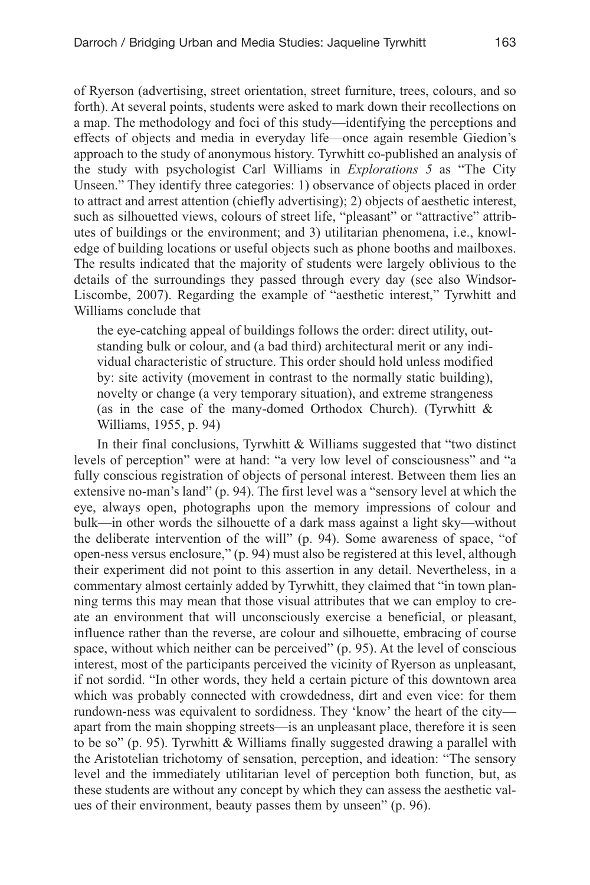of Ryerson (advertising, street orientation, street furniture, trees, colours, and so forth). At several points, students were asked to mark down their recollections on a map. The methodology and foci of this study—identifying the perceptions and effects of objects and media in everyday life—once again resemble Giedion's approach to the study of anonymous history. Tyrwhitt co-published an analysis of the study with psychologist Carl Williams in *Explorations 5* as "The City Unseen." They identify three categories: 1) observance of objects placed in order to attract and arrest attention (chiefly advertising); 2) objects of aesthetic interest, such as silhouetted views, colours of street life, "pleasant" or "attractive" attributes of buildings or the environment; and 3) utilitarian phenomena, i.e., knowledge of building locations or useful objects such as phone booths and mailboxes. The results indicated that the majority of students were largely oblivious to the details of the surroundings they passed through every day (see also Windsor-Liscombe, 2007). Regarding the example of "aesthetic interest," Tyrwhitt and Williams conclude that

> the eye-catching appeal of buildings follows the order: direct utility, outstanding bulk or colour, and (a bad third) architectural merit or any individual characteristic of structure. This order should hold unless modified by: site activity (movement in contrast to the normally static building), novelty or change (a very temporary situation), and extreme strangeness (as in the case of the many-domed Orthodox Church). (Tyrwhitt & Williams, 1955, p. 94)

In their final conclusions, Tyrwhitt & Williams suggested that "two distinct levels of perception" were at hand: "a very low level of consciousness" and "a fully conscious registration of objects of personal interest. Between them lies an extensive no-man's land" (p. 94). The first level was a "sensory level at which the eye, always open, photographs upon the memory impressions of colour and bulk—in other words the silhouette of a dark mass against a light sky—without the deliberate intervention of the will" (p. 94). Some awareness of space, "of open-ness versus enclosure," (p. 94) must also be registered at this level, although their experiment did not point to this assertion in any detail. Nevertheless, in a commentary almost certainly added by Tyrwhitt, they claimed that "in town planning terms this may mean that those visual attributes that we can employ to create an environment that will unconsciously exercise a beneficial, or pleasant, influence rather than the reverse, are colour and silhouette, embracing of course space, without which neither can be perceived" (p. 95). At the level of conscious interest, most of the participants perceived the vicinity of Ryerson as unpleasant, if not sordid. "In other words, they held a certain picture of this downtown area which was probably connected with crowdedness, dirt and even vice: for them rundown-ness was equivalent to sordidness. They 'know' the heart of the city—apart from the main shopping streets—is an unpleasant place, therefore it is seen to be so" (p. 95). Tyrwhitt & Williams finally suggested drawing a parallel with the Aristotelian trichotomy of sensation, perception, and ideation: "The sensory level and the immediately utilitarian level of perception both function, but, as these students are without any concept by which they can assess the aesthetic values of their environment, beauty passes them by unseen" (p. 96).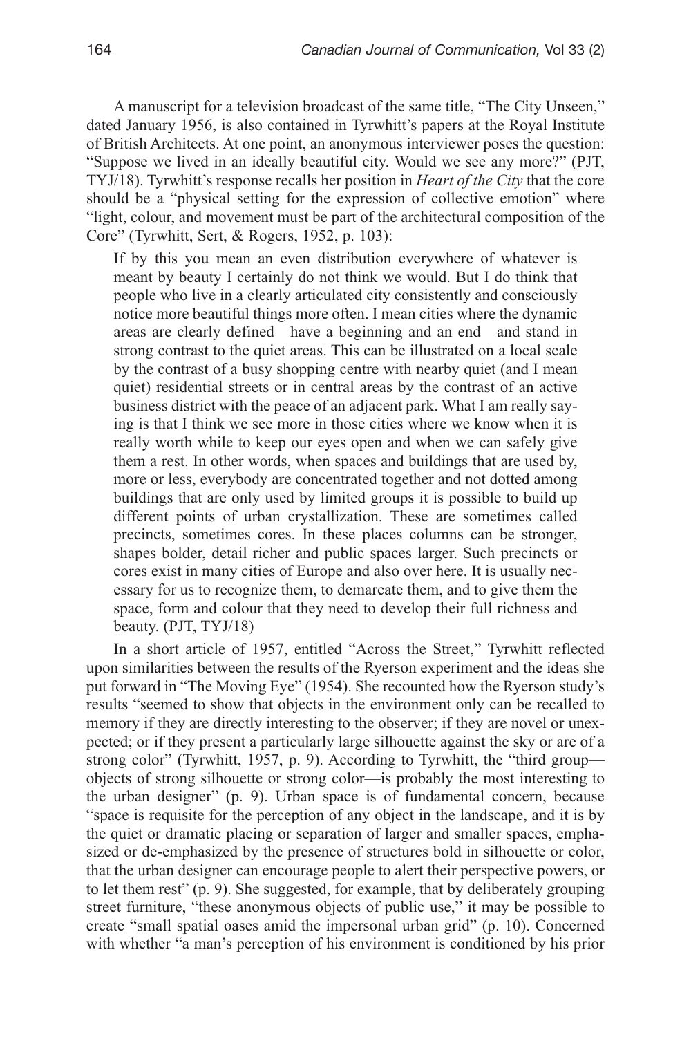A manuscript for a television broadcast of the same title, "The City Unseen," dated January 1956, is also contained in Tyrwhitt's papers at the Royal Institute of British Architects. At one point, an anonymous interviewer poses the question: "Suppose we lived in an ideally beautiful city. Would we see any more?" (PJT, TYJ/18). Tyrwhitt's response recalls her position in *Heart of the City* that the core should be a "physical setting for the expression of collective emotion" where "light, colour, and movement must be part of the architectural composition of the Core" (Tyrwhitt, Sert, & Rogers, 1952, p. 103):

> If by this you mean an even distribution everywhere of whatever is meant by beauty I certainly do not think we would. But I do think that people who live in a clearly articulated city consistently and consciously notice more beautiful things more often. I mean cities where the dynamic areas are clearly defined—have a beginning and an end—and stand in strong contrast to the quiet areas. This can be illustrated on a local scale by the contrast of a busy shopping centre with nearby quiet (and I mean quiet) residential streets or in central areas by the contrast of an active business district with the peace of an adjacent park. What I am really saying is that I think we see more in those cities where we know when it is really worth while to keep our eyes open and when we can safely give them a rest. In other words, when spaces and buildings that are used by, more or less, everybody are concentrated together and not dotted among buildings that are only used by limited groups it is possible to build up different points of urban crystallization. These are sometimes called precincts, sometimes cores. In these places columns can be stronger, shapes bolder, detail richer and public spaces larger. Such precincts or cores exist in many cities of Europe and also over here. It is usually necessary for us to recognize them, to demarcate them, and to give them the space, form and colour that they need to develop their full richness and beauty. (PJT, TYJ/18)

In a short article of 1957, entitled "Across the Street," Tyrwhitt reflected upon similarities between the results of the Ryerson experiment and the ideas she put forward in "The Moving Eye" (1954). She recounted how the Ryerson study's results "seemed to show that objects in the environment only can be recalled to memory if they are directly interesting to the observer; if they are novel or unexpected; or if they present a particularly large silhouette against the sky or are of a strong color" (Tyrwhitt, 1957, p. 9). According to Tyrwhitt, the "third group—objects of strong silhouette or strong color—is probably the most interesting to the urban designer" (p. 9). Urban space is of fundamental concern, because "space is requisite for the perception of any object in the landscape, and it is by the quiet or dramatic placing or separation of larger and smaller spaces, emphasized or de-emphasized by the presence of structures bold in silhouette or color, that the urban designer can encourage people to alert their perspective powers, or to let them rest" (p. 9). She suggested, for example, that by deliberately grouping street furniture, "these anonymous objects of public use," it may be possible to create "small spatial oases amid the impersonal urban grid" (p. 10). Concerned with whether "a man's perception of his environment is conditioned by his prior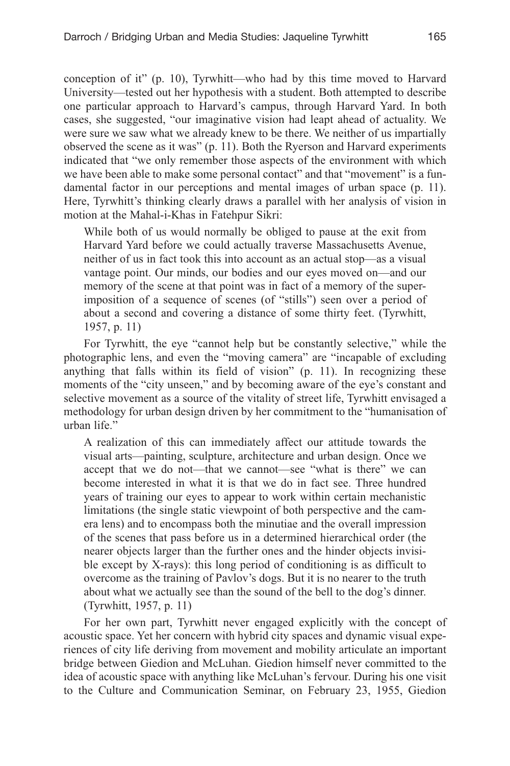conception of it" (p. 10), Tyrwhitt—who had by this time moved to Harvard University—tested out her hypothesis with a student. Both attempted to describe one particular approach to Harvard's campus, through Harvard Yard. In both cases, she suggested, "our imaginative vision had leapt ahead of actuality. We were sure we saw what we already knew to be there. We neither of us impartially observed the scene as it was" (p. 11). Both the Ryerson and Harvard experiments indicated that "we only remember those aspects of the environment with which we have been able to make some personal contact" and that "movement" is a fundamental factor in our perceptions and mental images of urban space (p. 11). Here, Tyrwhitt's thinking clearly draws a parallel with her analysis of vision in motion at the Mahal-i-Khas in Fatehpur Sikri:

> While both of us would normally be obliged to pause at the exit from Harvard Yard before we could actually traverse Massachusetts Avenue, neither of us in fact took this into account as an actual stop—as a visual vantage point. Our minds, our bodies and our eyes moved on—and our memory of the scene at that point was in fact of a memory of the superimposition of a sequence of scenes (of "stills") seen over a period of about a second and covering a distance of some thirty feet. (Tyrwhitt, 1957, p. 11)

For Tyrwhitt, the eye "cannot help but be constantly selective," while the photographic lens, and even the "moving camera" are "incapable of excluding anything that falls within its field of vision" (p. 11). In recognizing these moments of the "city unseen," and by becoming aware of the eye's constant and selective movement as a source of the vitality of street life, Tyrwhitt envisaged a methodology for urban design driven by her commitment to the "humanisation of urban life."

> A realization of this can immediately affect our attitude towards the visual arts—painting, sculpture, architecture and urban design. Once we accept that we do not—that we cannot—see "what is there" we can become interested in what it is that we do in fact see. Three hundred years of training our eyes to appear to work within certain mechanistic limitations (the single static viewpoint of both perspective and the camera lens) and to encompass both the minutiae and the overall impression of the scenes that pass before us in a determined hierarchical order (the nearer objects larger than the further ones and the hinder objects invisible except by X-rays): this long period of conditioning is as difficult to overcome as the training of Pavlov's dogs. But it is no nearer to the truth about what we actually see than the sound of the bell to the dog's dinner. (Tyrwhitt, 1957, p. 11)

For her own part, Tyrwhitt never engaged explicitly with the concept of acoustic space. Yet her concern with hybrid city spaces and dynamic visual experiences of city life deriving from movement and mobility articulate an important bridge between Giedion and McLuhan. Giedion himself never committed to the idea of acoustic space with anything like McLuhan's fervour. During his one visit to the Culture and Communication Seminar, on February 23, 1955, Giedion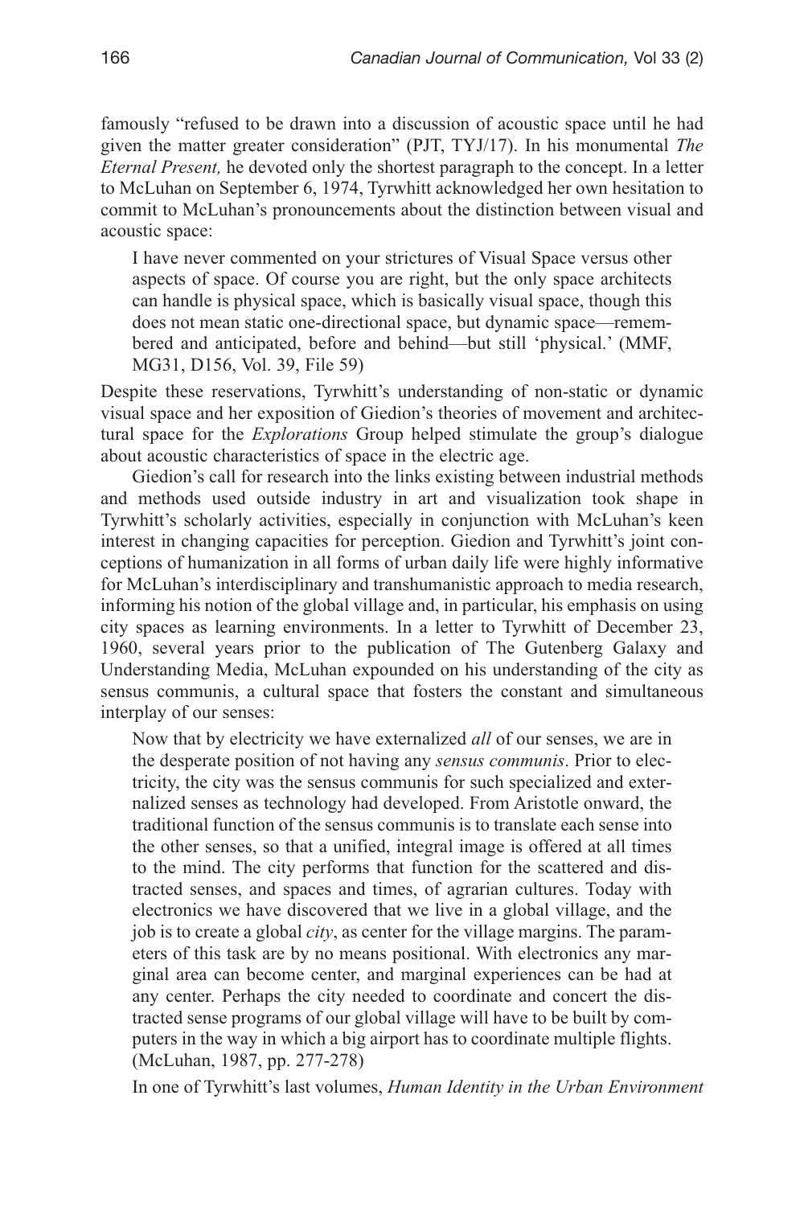famously "refused to be drawn into a discussion of acoustic space until he had given the matter greater consideration" (PJT, TYJ/17). In his monumental *The Eternal Present,* he devoted only the shortest paragraph to the concept. In a letter to McLuhan on September 6, 1974, Tyrwhitt acknowledged her own hesitation to commit to McLuhan's pronouncements about the distinction between visual and acoustic space:

> I have never commented on your strictures of Visual Space versus other aspects of space. Of course you are right, but the only space architects can handle is physical space, which is basically visual space, though this does not mean static one-directional space, but dynamic space—remembered and anticipated, before and behind—but still 'physical.' (MMF, MG31, D156, Vol. 39, File 59)

Despite these reservations, Tyrwhitt's understanding of non-static or dynamic visual space and her exposition of Giedion's theories of movement and architectural space for the *Explorations* Group helped stimulate the group's dialogue about acoustic characteristics of space in the electric age.

Giedion's call for research into the links existing between industrial methods and methods used outside industry in art and visualization took shape in Tyrwhitt's scholarly activities, especially in conjunction with McLuhan's keen interest in changing capacities for perception. Giedion and Tyrwhitt's joint conceptions of humanization in all forms of urban daily life were highly informative for McLuhan's interdisciplinary and transhumanistic approach to media research, informing his notion of the global village and, in particular, his emphasis on using city spaces as learning environments. In a letter to Tyrwhitt of December 23, 1960, several years prior to the publication of The Gutenberg Galaxy and Understanding Media, McLuhan expounded on his understanding of the city as sensus communis, a cultural space that fosters the constant and simultaneous interplay of our senses:

> Now that by electricity we have externalized *all* of our senses, we are in the desperate position of not having any *sensus communis*. Prior to electricity, the city was the sensus communis for such specialized and externalized senses as technology had developed. From Aristotle onward, the traditional function of the sensus communis is to translate each sense into the other senses, so that a unified, integral image is offered at all times to the mind. The city performs that function for the scattered and distracted senses, and spaces and times, of agrarian cultures. Today with electronics we have discovered that we live in a global village, and the job is to create a global *city*, as center for the village margins. The parameters of this task are by no means positional. With electronics any marginal area can become center, and marginal experiences can be had at any center. Perhaps the city needed to coordinate and concert the distracted sense programs of our global village will have to be built by computers in the way in which a big airport has to coordinate multiple flights. (McLuhan, 1987, pp. 277-278)

In one of Tyrwhitt's last volumes, *Human Identity in the Urban Environment*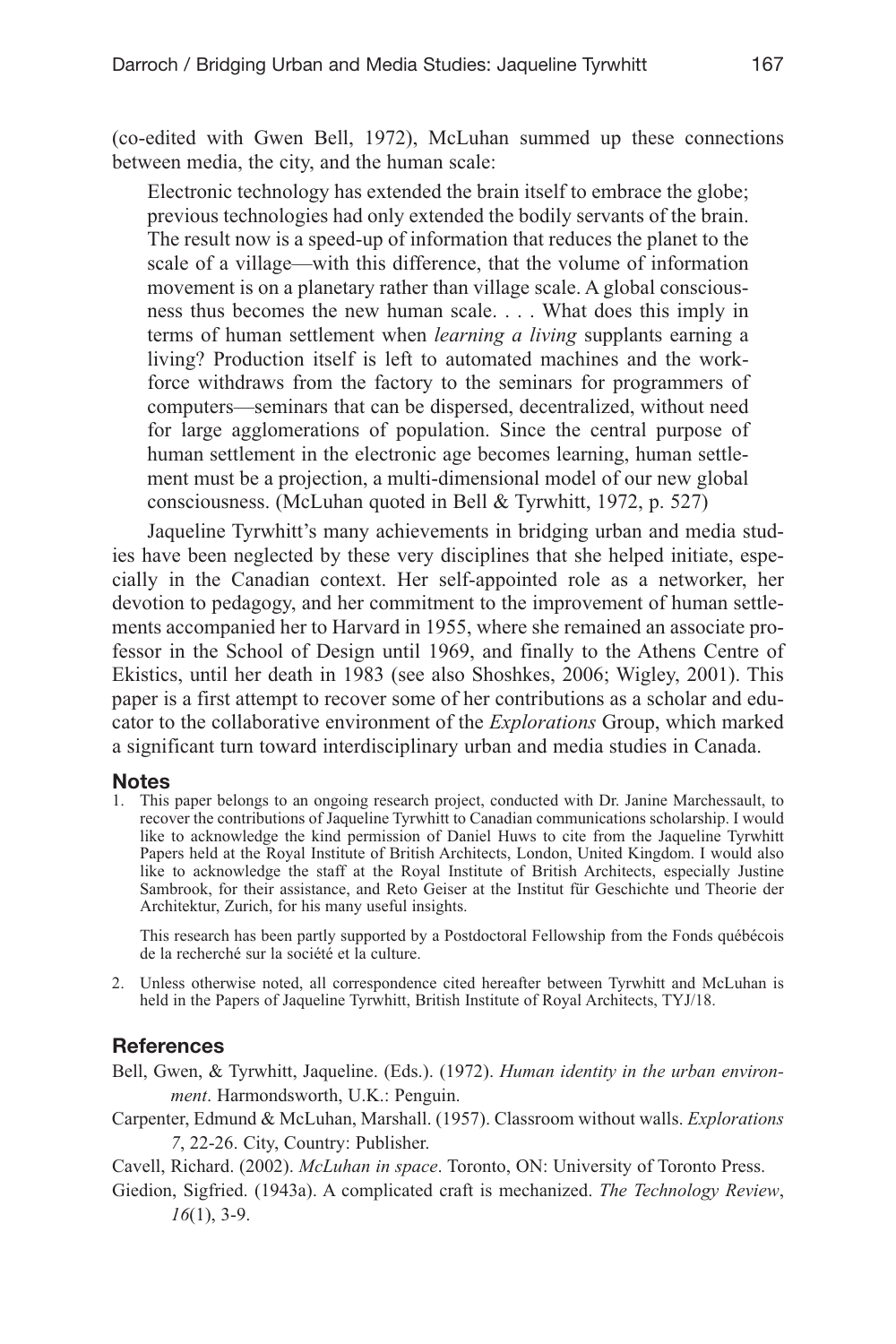(co-edited with Gwen Bell, 1972), McLuhan summed up these connections between media, the city, and the human scale:

> Electronic technology has extended the brain itself to embrace the globe; previous technologies had only extended the bodily servants of the brain. The result now is a speed-up of information that reduces the planet to the scale of a village—with this difference, that the volume of information movement is on a planetary rather than village scale. A global consciousness thus becomes the new human scale. . . . What does this imply in terms of human settlement when *learning a living* supplants earning a living? Production itself is left to automated machines and the workforce withdraws from the factory to the seminars for programmers of computers—seminars that can be dispersed, decentralized, without need for large agglomerations of population. Since the central purpose of human settlement in the electronic age becomes learning, human settlement must be a projection, a multi-dimensional model of our new global consciousness. (McLuhan quoted in Bell & Tyrwhitt, 1972, p. 527)

Jaqueline Tyrwhitt's many achievements in bridging urban and media studies have been neglected by these very disciplines that she helped initiate, especially in the Canadian context. Her self-appointed role as a networker, her devotion to pedagogy, and her commitment to the improvement of human settlements accompanied her to Harvard in 1955, where she remained an associate professor in the School of Design until 1969, and finally to the Athens Centre of Ekistics, until her death in 1983 (see also Shoshkes, 2006; Wigley, 2001). This paper is a first attempt to recover some of her contributions as a scholar and educator to the collaborative environment of the *Explorations* Group, which marked a significant turn toward interdisciplinary urban and media studies in Canada.

## Notes

1. This paper belongs to an ongoing research project, conducted with Dr. Janine Marchessault, to recover the contributions of Jaqueline Tyrwhitt to Canadian communications scholarship. I would like to acknowledge the kind permission of Daniel Huws to cite from the Jaqueline Tyrwhitt Papers held at the Royal Institute of British Architects, London, United Kingdom. I would also like to acknowledge the staff at the Royal Institute of British Architects, especially Justine Sambrook, for their assistance, and Reto Geiser at the Institut für Geschichte und Theorie der Architektur, Zurich, for his many useful insights.

   This research has been partly supported by a Postdoctoral Fellowship from the Fonds québécois de la recherché sur la société et la culture.

2. Unless otherwise noted, all correspondence cited hereafter between Tyrwhitt and McLuhan is held in the Papers of Jaqueline Tyrwhitt, British Institute of Royal Architects, TYJ/18.

## References

Bell, Gwen, & Tyrwhitt, Jaqueline. (Eds.). (1972). *Human identity in the urban environment*. Harmondsworth, U.K.: Penguin.

Carpenter, Edmund & McLuhan, Marshall. (1957). Classroom without walls. *Explorations 7*, 22-26. City, Country: Publisher.

Cavell, Richard. (2002). *McLuhan in space*. Toronto, ON: University of Toronto Press.

Giedion, Sigfried. (1943a). A complicated craft is mechanized. *The Technology Review*, *16*(1), 3-9.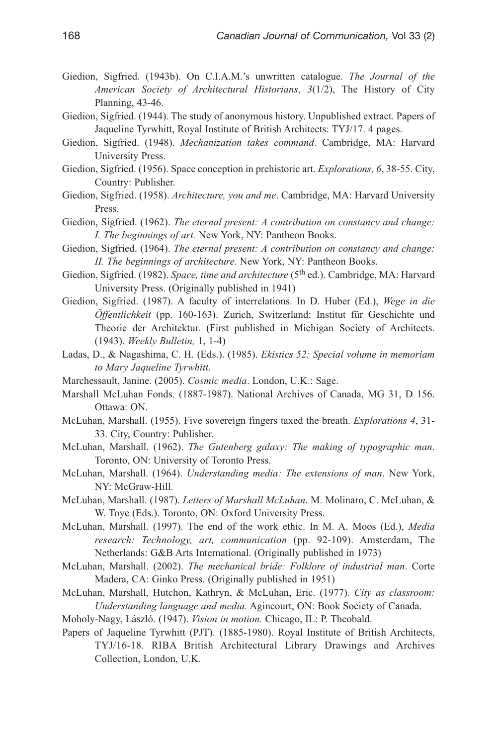Giedion, Sigfried. (1943b). On C.I.A.M.'s unwritten catalogue. *The Journal of the American Society of Architectural Historians*, *3*(1/2), The History of City Planning, 43-46.

Giedion, Sigfried. (1944). The study of anonymous history. Unpublished extract. Papers of Jaqueline Tyrwhitt, Royal Institute of British Architects: TYJ/17. 4 pages.

Giedion, Sigfried. (1948). *Mechanization takes command*. Cambridge, MA: Harvard University Press.

Giedion, Sigfried. (1956). Space conception in prehistoric art. *Explorations, 6*, 38-55. City, Country: Publisher.

Giedion, Sigfried. (1958). *Architecture, you and me*. Cambridge, MA: Harvard University Press.

Giedion, Sigfried. (1962). *The eternal present: A contribution on constancy and change: I. The beginnings of art.* New York, NY: Pantheon Books.

Giedion, Sigfried. (1964). *The eternal present: A contribution on constancy and change: II. The beginnings of architecture.* New York, NY: Pantheon Books.

Giedion, Sigfried. (1982). *Space, time and architecture* (5th ed.). Cambridge, MA: Harvard University Press. (Originally published in 1941)

Giedion, Sigfried. (1987). A faculty of interrelations. In D. Huber (Ed.), *Wege in die Öffentlichkeit* (pp. 160-163). Zurich, Switzerland: Institut für Geschichte und Theorie der Architektur. (First published in Michigan Society of Architects. (1943). *Weekly Bulletin,* 1, 1-4)

Ladas, D., & Nagashima, C. H. (Eds.). (1985). *Ekistics 52: Special volume in memoriam to Mary Jaqueline Tyrwhitt*.

Marchessault, Janine. (2005). *Cosmic media*. London, U.K.: Sage.

Marshall McLuhan Fonds. (1887-1987). National Archives of Canada, MG 31, D 156. Ottawa: ON.

McLuhan, Marshall. (1955). Five sovereign fingers taxed the breath. *Explorations 4*, 31-33. City, Country: Publisher.

McLuhan, Marshall. (1962). *The Gutenberg galaxy: The making of typographic man*. Toronto, ON: University of Toronto Press.

McLuhan, Marshall. (1964). *Understanding media: The extensions of man*. New York, NY: McGraw-Hill.

McLuhan, Marshall. (1987). *Letters of Marshall McLuhan*. M. Molinaro, C. McLuhan, & W. Toye (Eds.). Toronto, ON: Oxford University Press.

McLuhan, Marshall. (1997). The end of the work ethic. In M. A. Moos (Ed.), *Media research: Technology, art, communication* (pp. 92-109). Amsterdam, The Netherlands: G&B Arts International. (Originally published in 1973)

McLuhan, Marshall. (2002). *The mechanical bride: Folklore of industrial man*. Corte Madera, CA: Ginko Press. (Originally published in 1951)

McLuhan, Marshall, Hutchon, Kathryn, & McLuhan, Eric. (1977). *City as classroom: Understanding language and media.* Agincourt, ON: Book Society of Canada.

Moholy-Nagy, László. (1947). *Vision in motion.* Chicago, IL: P. Theobald.

Papers of Jaqueline Tyrwhitt (PJT). (1885-1980). Royal Institute of British Architects, TYJ/16-18. RIBA British Architectural Library Drawings and Archives Collection, London, U.K.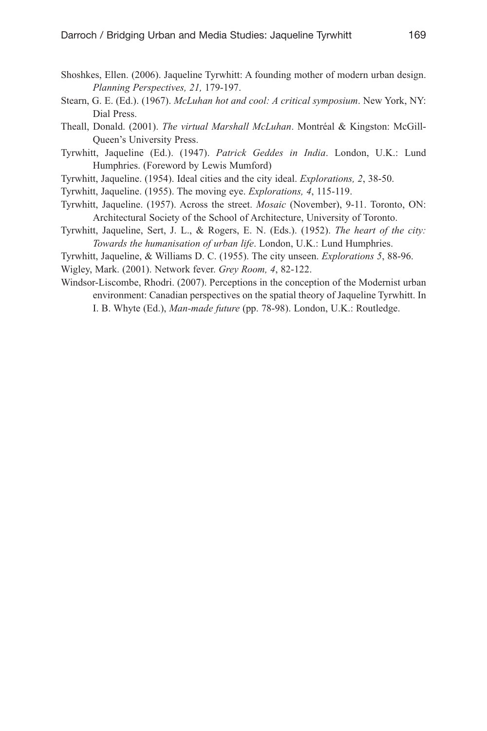Shoshkes, Ellen. (2006). Jaqueline Tyrwhitt: A founding mother of modern urban design. *Planning Perspectives, 21,* 179-197.

Stearn, G. E. (Ed.). (1967). *McLuhan hot and cool: A critical symposium*. New York, NY: Dial Press.

Theall, Donald. (2001). *The virtual Marshall McLuhan*. Montréal & Kingston: McGill-Queen's University Press.

Tyrwhitt, Jaqueline (Ed.). (1947). *Patrick Geddes in India*. London, U.K.: Lund Humphries. (Foreword by Lewis Mumford)

Tyrwhitt, Jaqueline. (1954). Ideal cities and the city ideal. *Explorations, 2*, 38-50.

Tyrwhitt, Jaqueline. (1955). The moving eye. *Explorations, 4*, 115-119.

Tyrwhitt, Jaqueline. (1957). Across the street. *Mosaic* (November), 9-11. Toronto, ON: Architectural Society of the School of Architecture, University of Toronto.

Tyrwhitt, Jaqueline, Sert, J. L., & Rogers, E. N. (Eds.). (1952). *The heart of the city: Towards the humanisation of urban life*. London, U.K.: Lund Humphries.

Tyrwhitt, Jaqueline, & Williams D. C. (1955). The city unseen. *Explorations 5*, 88-96.

Wigley, Mark. (2001). Network fever. *Grey Room, 4*, 82-122.

Windsor-Liscombe, Rhodri. (2007). Perceptions in the conception of the Modernist urban environment: Canadian perspectives on the spatial theory of Jaqueline Tyrwhitt. In I. B. Whyte (Ed.), *Man-made future* (pp. 78-98). London, U.K.: Routledge.